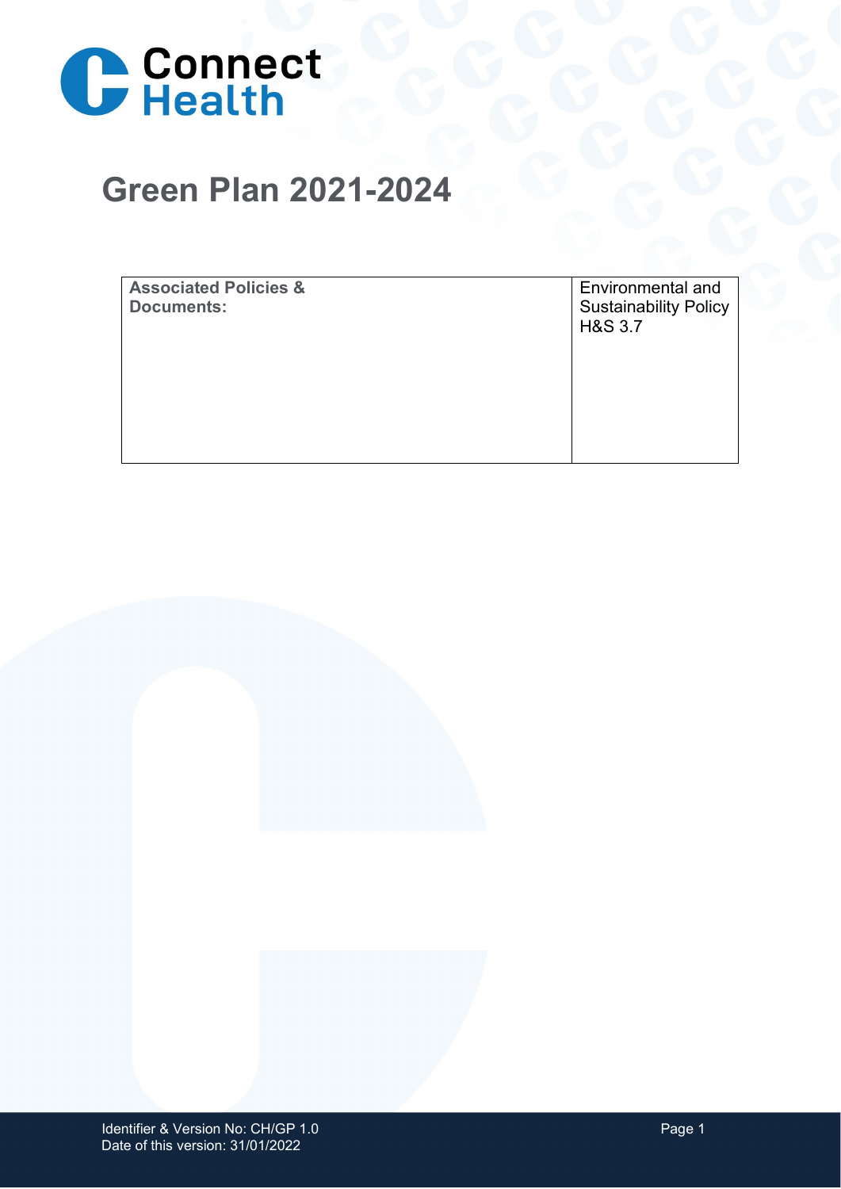Connect Health

# Green Plan 2021-2024

| **Associated Policies & Documents:** | Environmental and Sustainability Policy H&S 3.7 |
| --- | --- |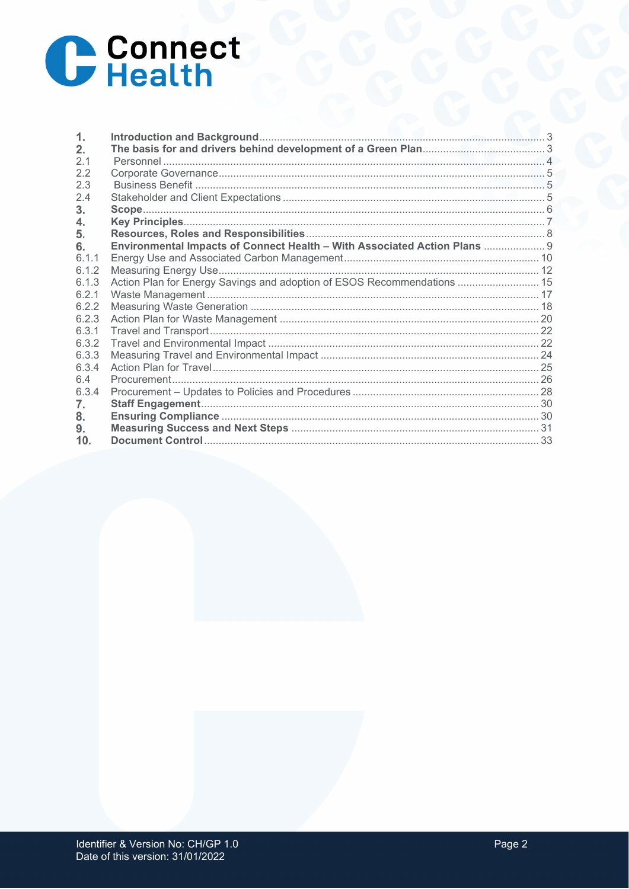Connect Health

| | | |
|---|---|---|
| **1.** | **Introduction and Background** | 3 |
| **2.** | **The basis for and drivers behind development of a Green Plan** | 3 |
| 2.1 | Personnel | 4 |
| 2.2 | Corporate Governance | 5 |
| 2.3 | Business Benefit | 5 |
| 2.4 | Stakeholder and Client Expectations | 5 |
| **3.** | **Scope** | 6 |
| **4.** | **Key Principles** | 7 |
| **5.** | **Resources, Roles and Responsibilities** | 8 |
| **6.** | **Environmental Impacts of Connect Health – With Associated Action Plans** | 9 |
| 6.1.1 | Energy Use and Associated Carbon Management | 10 |
| 6.1.2 | Measuring Energy Use | 12 |
| 6.1.3 | Action Plan for Energy Savings and adoption of ESOS Recommendations | 15 |
| 6.2.1 | Waste Management | 17 |
| 6.2.2 | Measuring Waste Generation | 18 |
| 6.2.3 | Action Plan for Waste Management | 20 |
| 6.3.1 | Travel and Transport | 22 |
| 6.3.2 | Travel and Environmental Impact | 22 |
| 6.3.3 | Measuring Travel and Environmental Impact | 24 |
| 6.3.4 | Action Plan for Travel | 25 |
| 6.4 | Procurement | 26 |
| 6.3.4 | Procurement – Updates to Policies and Procedures | 28 |
| **7.** | **Staff Engagement** | 30 |
| **8.** | **Ensuring Compliance** | 30 |
| **9.** | **Measuring Success and Next Steps** | 31 |
| **10.** | **Document Control** | 33 |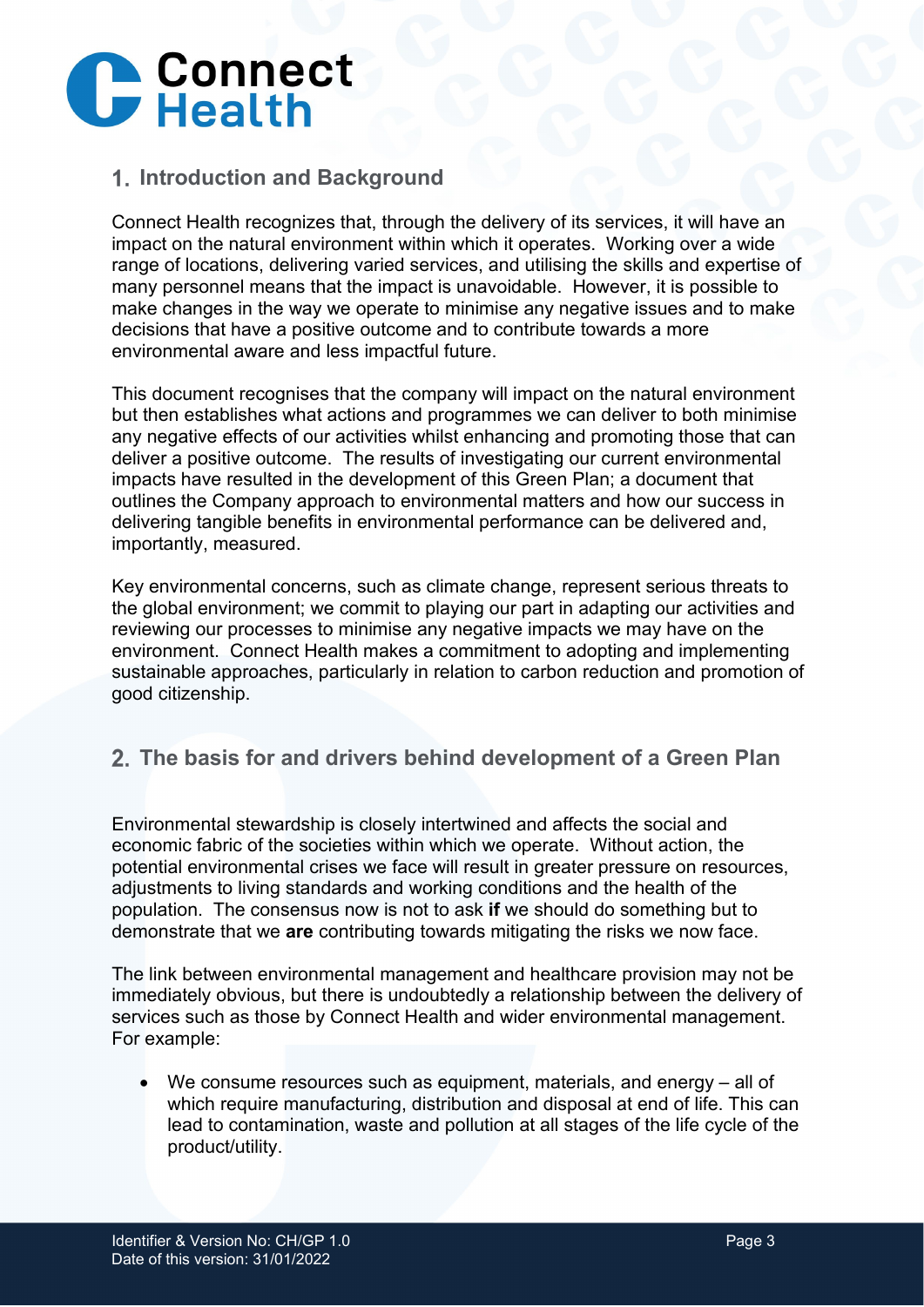## 1. Introduction and Background

Connect Health recognizes that, through the delivery of its services, it will have an impact on the natural environment within which it operates. Working over a wide range of locations, delivering varied services, and utilising the skills and expertise of many personnel means that the impact is unavoidable. However, it is possible to make changes in the way we operate to minimise any negative issues and to make decisions that have a positive outcome and to contribute towards a more environmental aware and less impactful future.

This document recognises that the company will impact on the natural environment but then establishes what actions and programmes we can deliver to both minimise any negative effects of our activities whilst enhancing and promoting those that can deliver a positive outcome. The results of investigating our current environmental impacts have resulted in the development of this Green Plan; a document that outlines the Company approach to environmental matters and how our success in delivering tangible benefits in environmental performance can be delivered and, importantly, measured.

Key environmental concerns, such as climate change, represent serious threats to the global environment; we commit to playing our part in adapting our activities and reviewing our processes to minimise any negative impacts we may have on the environment. Connect Health makes a commitment to adopting and implementing sustainable approaches, particularly in relation to carbon reduction and promotion of good citizenship.

## 2. The basis for and drivers behind development of a Green Plan

Environmental stewardship is closely intertwined and affects the social and economic fabric of the societies within which we operate. Without action, the potential environmental crises we face will result in greater pressure on resources, adjustments to living standards and working conditions and the health of the population. The consensus now is not to ask **if** we should do something but to demonstrate that we **are** contributing towards mitigating the risks we now face.

The link between environmental management and healthcare provision may not be immediately obvious, but there is undoubtedly a relationship between the delivery of services such as those by Connect Health and wider environmental management. For example:

- We consume resources such as equipment, materials, and energy – all of which require manufacturing, distribution and disposal at end of life. This can lead to contamination, waste and pollution at all stages of the life cycle of the product/utility.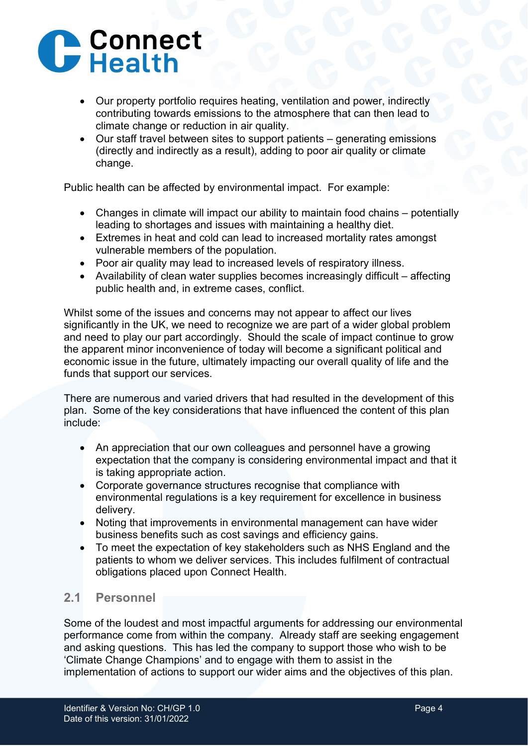- Our property portfolio requires heating, ventilation and power, indirectly contributing towards emissions to the atmosphere that can then lead to climate change or reduction in air quality.
- Our staff travel between sites to support patients – generating emissions (directly and indirectly as a result), adding to poor air quality or climate change.

Public health can be affected by environmental impact. For example:

- Changes in climate will impact our ability to maintain food chains – potentially leading to shortages and issues with maintaining a healthy diet.
- Extremes in heat and cold can lead to increased mortality rates amongst vulnerable members of the population.
- Poor air quality may lead to increased levels of respiratory illness.
- Availability of clean water supplies becomes increasingly difficult – affecting public health and, in extreme cases, conflict.

Whilst some of the issues and concerns may not appear to affect our lives significantly in the UK, we need to recognize we are part of a wider global problem and need to play our part accordingly. Should the scale of impact continue to grow the apparent minor inconvenience of today will become a significant political and economic issue in the future, ultimately impacting our overall quality of life and the funds that support our services.

There are numerous and varied drivers that had resulted in the development of this plan. Some of the key considerations that have influenced the content of this plan include:

- An appreciation that our own colleagues and personnel have a growing expectation that the company is considering environmental impact and that it is taking appropriate action.
- Corporate governance structures recognise that compliance with environmental regulations is a key requirement for excellence in business delivery.
- Noting that improvements in environmental management can have wider business benefits such as cost savings and efficiency gains.
- To meet the expectation of key stakeholders such as NHS England and the patients to whom we deliver services. This includes fulfilment of contractual obligations placed upon Connect Health.

## 2.1 Personnel

Some of the loudest and most impactful arguments for addressing our environmental performance come from within the company. Already staff are seeking engagement and asking questions. This has led the company to support those who wish to be 'Climate Change Champions' and to engage with them to assist in the implementation of actions to support our wider aims and the objectives of this plan.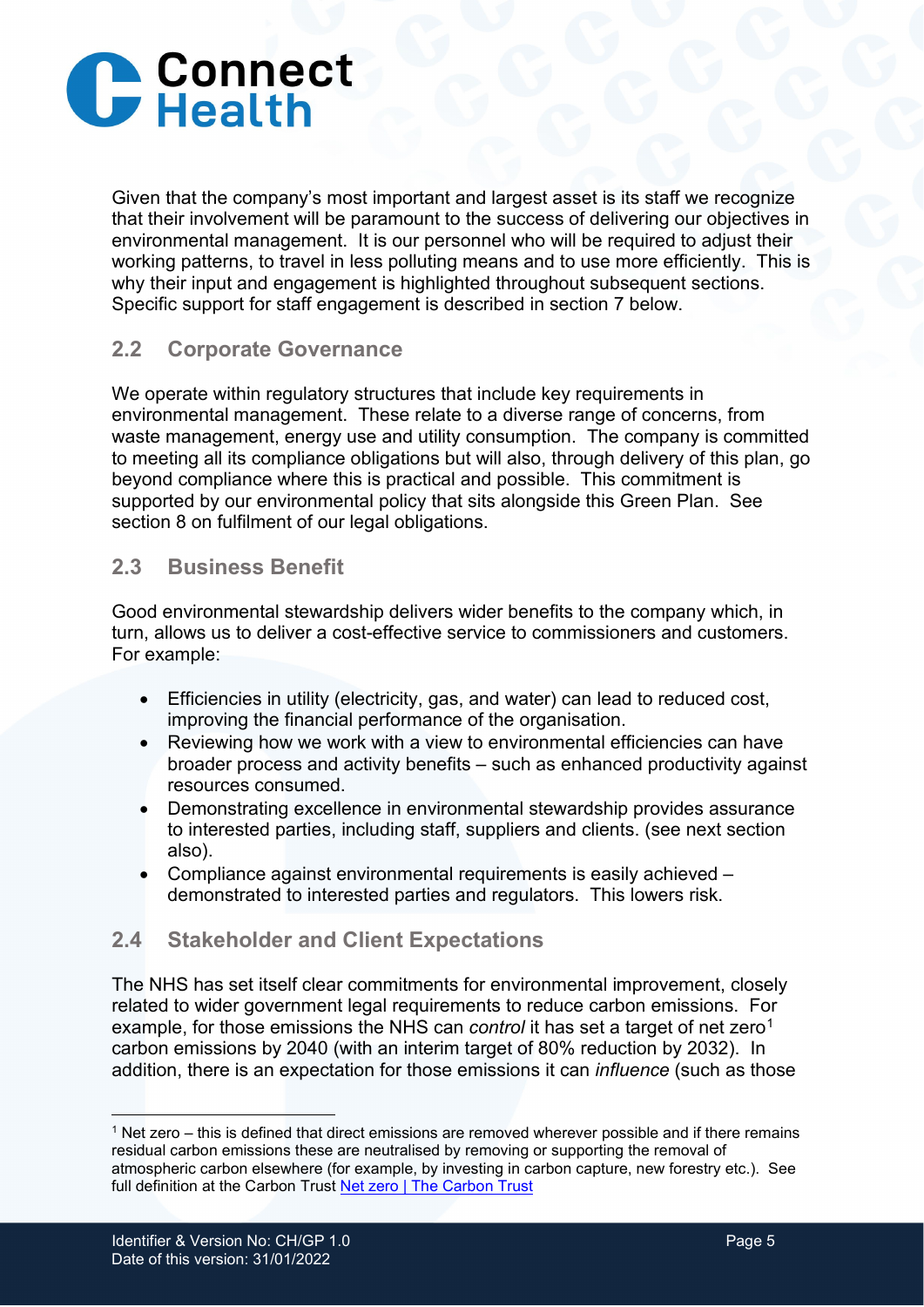Given that the company's most important and largest asset is its staff we recognize that their involvement will be paramount to the success of delivering our objectives in environmental management. It is our personnel who will be required to adjust their working patterns, to travel in less polluting means and to use more efficiently. This is why their input and engagement is highlighted throughout subsequent sections. Specific support for staff engagement is described in section 7 below.

## 2.2 Corporate Governance

We operate within regulatory structures that include key requirements in environmental management. These relate to a diverse range of concerns, from waste management, energy use and utility consumption. The company is committed to meeting all its compliance obligations but will also, through delivery of this plan, go beyond compliance where this is practical and possible. This commitment is supported by our environmental policy that sits alongside this Green Plan. See section 8 on fulfilment of our legal obligations.

## 2.3 Business Benefit

Good environmental stewardship delivers wider benefits to the company which, in turn, allows us to deliver a cost-effective service to commissioners and customers. For example:

- Efficiencies in utility (electricity, gas, and water) can lead to reduced cost, improving the financial performance of the organisation.
- Reviewing how we work with a view to environmental efficiencies can have broader process and activity benefits – such as enhanced productivity against resources consumed.
- Demonstrating excellence in environmental stewardship provides assurance to interested parties, including staff, suppliers and clients. (see next section also).
- Compliance against environmental requirements is easily achieved – demonstrated to interested parties and regulators. This lowers risk.

## 2.4 Stakeholder and Client Expectations

The NHS has set itself clear commitments for environmental improvement, closely related to wider government legal requirements to reduce carbon emissions. For example, for those emissions the NHS can *control* it has set a target of net zero[1] carbon emissions by 2040 (with an interim target of 80% reduction by 2032). In addition, there is an expectation for those emissions it can *influence* (such as those

---

[1] Net zero – this is defined that direct emissions are removed wherever possible and if there remains residual carbon emissions these are neutralised by removing or supporting the removal of atmospheric carbon elsewhere (for example, by investing in carbon capture, new forestry etc.). See full definition at the Carbon Trust [Net zero | The Carbon Trust]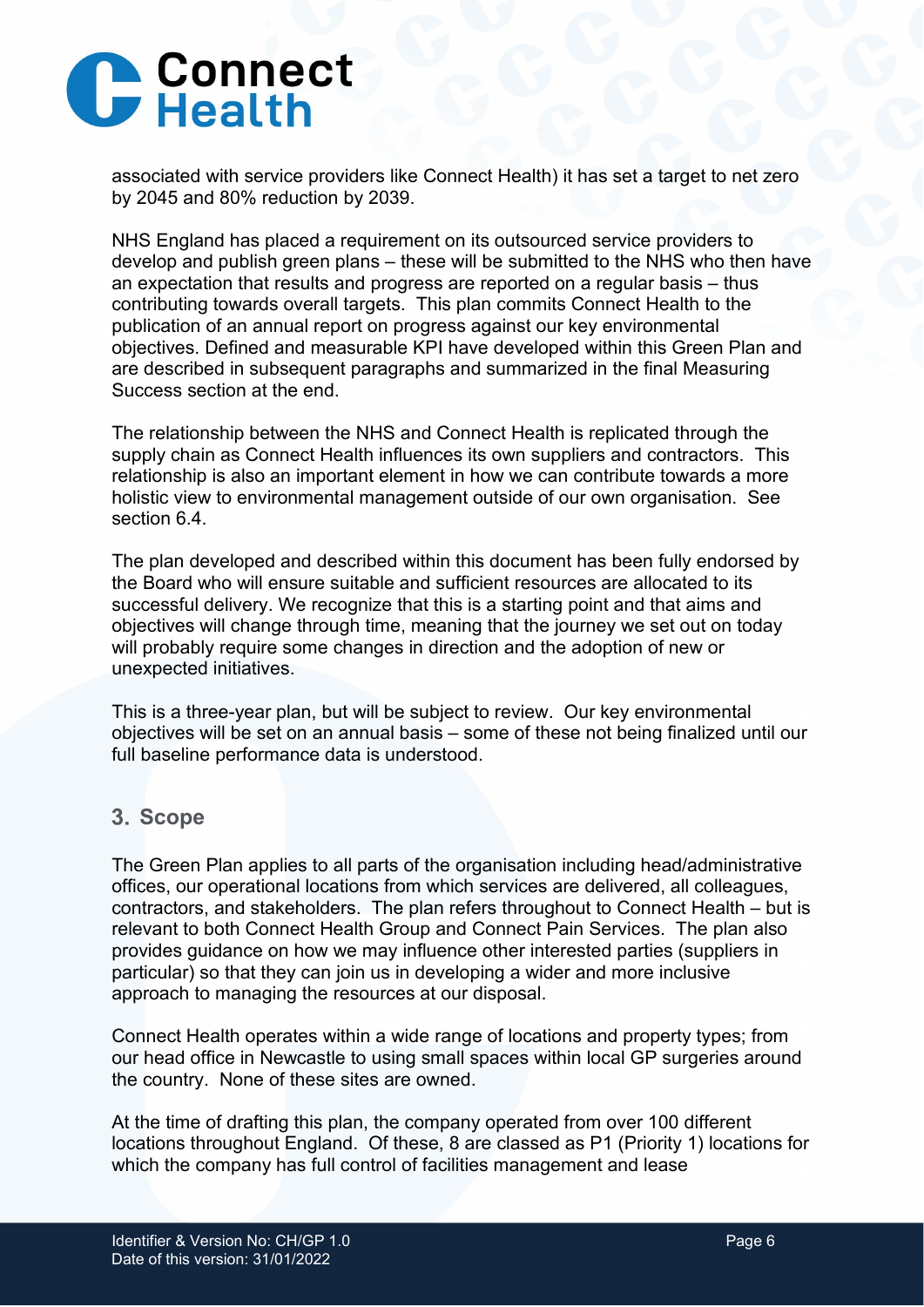associated with service providers like Connect Health) it has set a target to net zero by 2045 and 80% reduction by 2039.

NHS England has placed a requirement on its outsourced service providers to develop and publish green plans – these will be submitted to the NHS who then have an expectation that results and progress are reported on a regular basis – thus contributing towards overall targets. This plan commits Connect Health to the publication of an annual report on progress against our key environmental objectives. Defined and measurable KPI have developed within this Green Plan and are described in subsequent paragraphs and summarized in the final Measuring Success section at the end.

The relationship between the NHS and Connect Health is replicated through the supply chain as Connect Health influences its own suppliers and contractors. This relationship is also an important element in how we can contribute towards a more holistic view to environmental management outside of our own organisation. See section 6.4.

The plan developed and described within this document has been fully endorsed by the Board who will ensure suitable and sufficient resources are allocated to its successful delivery. We recognize that this is a starting point and that aims and objectives will change through time, meaning that the journey we set out on today will probably require some changes in direction and the adoption of new or unexpected initiatives.

This is a three-year plan, but will be subject to review. Our key environmental objectives will be set on an annual basis – some of these not being finalized until our full baseline performance data is understood.

## 3. Scope

The Green Plan applies to all parts of the organisation including head/administrative offices, our operational locations from which services are delivered, all colleagues, contractors, and stakeholders. The plan refers throughout to Connect Health – but is relevant to both Connect Health Group and Connect Pain Services. The plan also provides guidance on how we may influence other interested parties (suppliers in particular) so that they can join us in developing a wider and more inclusive approach to managing the resources at our disposal.

Connect Health operates within a wide range of locations and property types; from our head office in Newcastle to using small spaces within local GP surgeries around the country. None of these sites are owned.

At the time of drafting this plan, the company operated from over 100 different locations throughout England. Of these, 8 are classed as P1 (Priority 1) locations for which the company has full control of facilities management and lease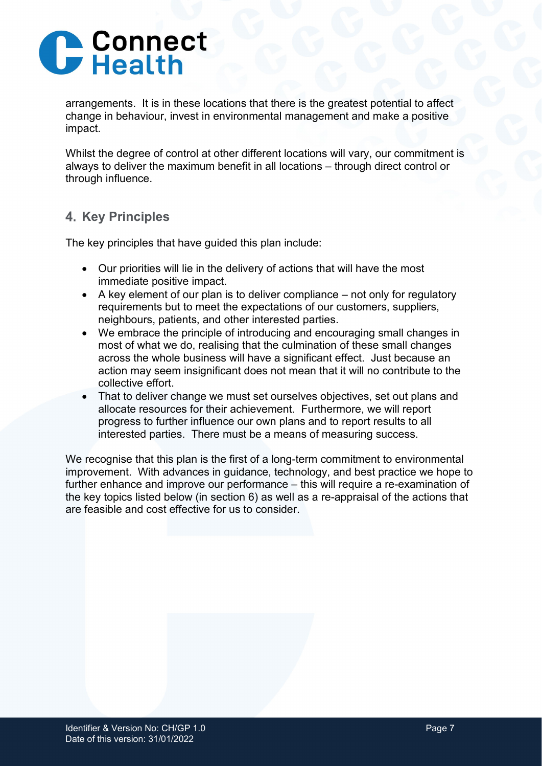arrangements. It is in these locations that there is the greatest potential to affect change in behaviour, invest in environmental management and make a positive impact.

Whilst the degree of control at other different locations will vary, our commitment is always to deliver the maximum benefit in all locations – through direct control or through influence.

## 4. Key Principles

The key principles that have guided this plan include:

- Our priorities will lie in the delivery of actions that will have the most immediate positive impact.
- A key element of our plan is to deliver compliance – not only for regulatory requirements but to meet the expectations of our customers, suppliers, neighbours, patients, and other interested parties.
- We embrace the principle of introducing and encouraging small changes in most of what we do, realising that the culmination of these small changes across the whole business will have a significant effect. Just because an action may seem insignificant does not mean that it will no contribute to the collective effort.
- That to deliver change we must set ourselves objectives, set out plans and allocate resources for their achievement. Furthermore, we will report progress to further influence our own plans and to report results to all interested parties. There must be a means of measuring success.

We recognise that this plan is the first of a long-term commitment to environmental improvement. With advances in guidance, technology, and best practice we hope to further enhance and improve our performance – this will require a re-examination of the key topics listed below (in section 6) as well as a re-appraisal of the actions that are feasible and cost effective for us to consider.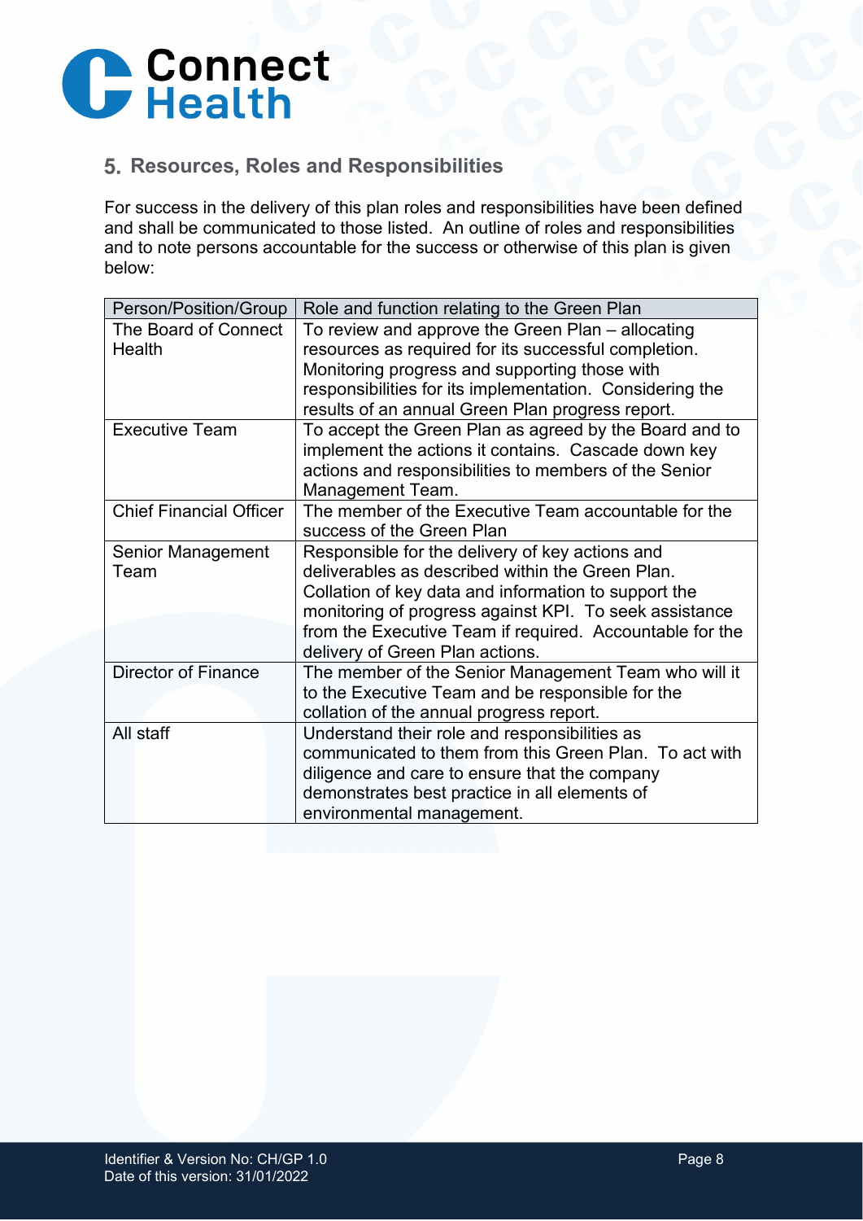## 5. Resources, Roles and Responsibilities

For success in the delivery of this plan roles and responsibilities have been defined and shall be communicated to those listed. An outline of roles and responsibilities and to note persons accountable for the success or otherwise of this plan is given below:

| Person/Position/Group | Role and function relating to the Green Plan |
|---|---|
| The Board of Connect Health | To review and approve the Green Plan – allocating resources as required for its successful completion. Monitoring progress and supporting those with responsibilities for its implementation. Considering the results of an annual Green Plan progress report. |
| Executive Team | To accept the Green Plan as agreed by the Board and to implement the actions it contains. Cascade down key actions and responsibilities to members of the Senior Management Team. |
| Chief Financial Officer | The member of the Executive Team accountable for the success of the Green Plan |
| Senior Management Team | Responsible for the delivery of key actions and deliverables as described within the Green Plan. Collation of key data and information to support the monitoring of progress against KPI. To seek assistance from the Executive Team if required. Accountable for the delivery of Green Plan actions. |
| Director of Finance | The member of the Senior Management Team who will it to the Executive Team and be responsible for the collation of the annual progress report. |
| All staff | Understand their role and responsibilities as communicated to them from this Green Plan. To act with diligence and care to ensure that the company demonstrates best practice in all elements of environmental management. |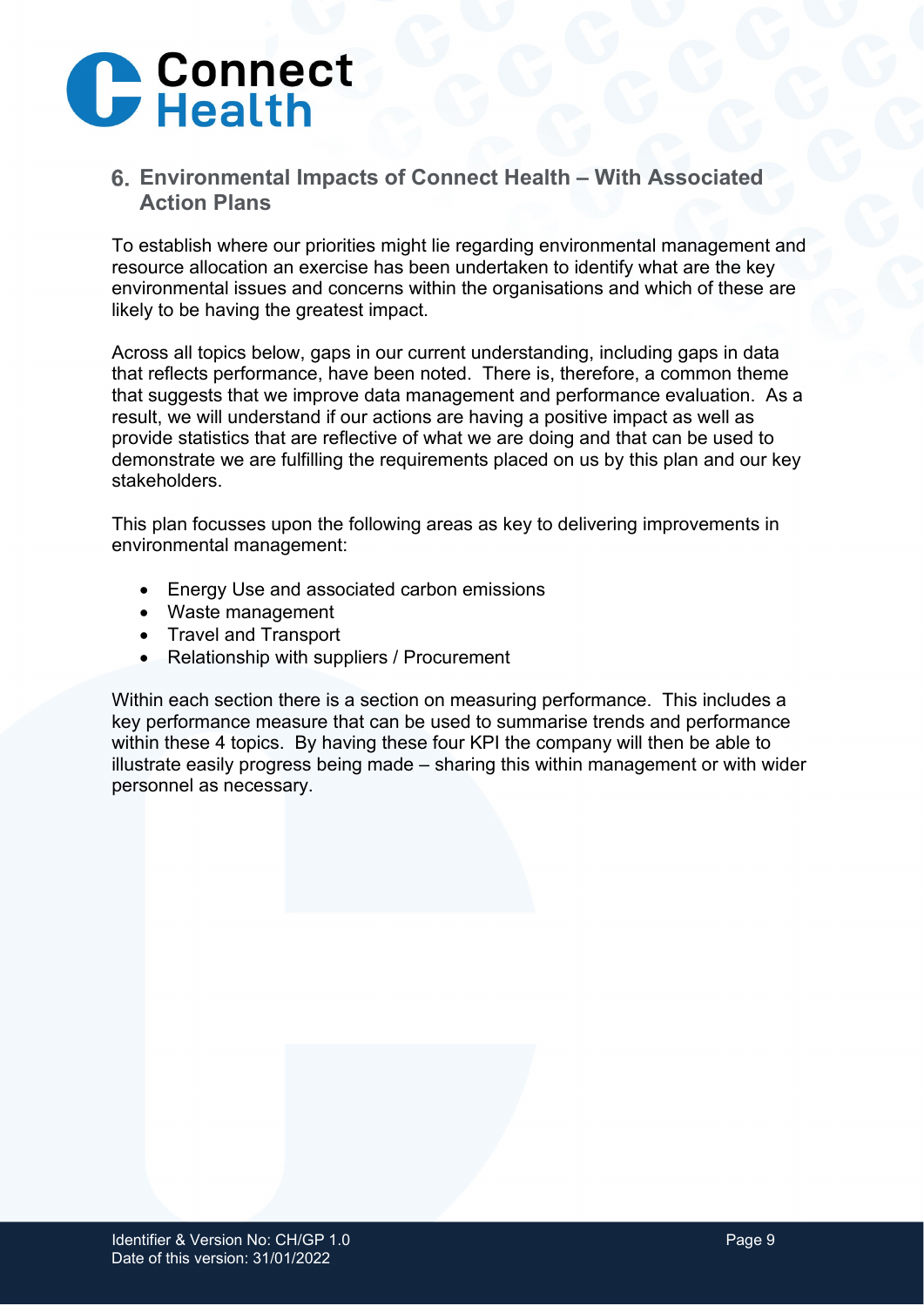## 6. Environmental Impacts of Connect Health – With Associated Action Plans

To establish where our priorities might lie regarding environmental management and resource allocation an exercise has been undertaken to identify what are the key environmental issues and concerns within the organisations and which of these are likely to be having the greatest impact.

Across all topics below, gaps in our current understanding, including gaps in data that reflects performance, have been noted. There is, therefore, a common theme that suggests that we improve data management and performance evaluation. As a result, we will understand if our actions are having a positive impact as well as provide statistics that are reflective of what we are doing and that can be used to demonstrate we are fulfilling the requirements placed on us by this plan and our key stakeholders.

This plan focusses upon the following areas as key to delivering improvements in environmental management:

- Energy Use and associated carbon emissions
- Waste management
- Travel and Transport
- Relationship with suppliers / Procurement

Within each section there is a section on measuring performance. This includes a key performance measure that can be used to summarise trends and performance within these 4 topics. By having these four KPI the company will then be able to illustrate easily progress being made – sharing this within management or with wider personnel as necessary.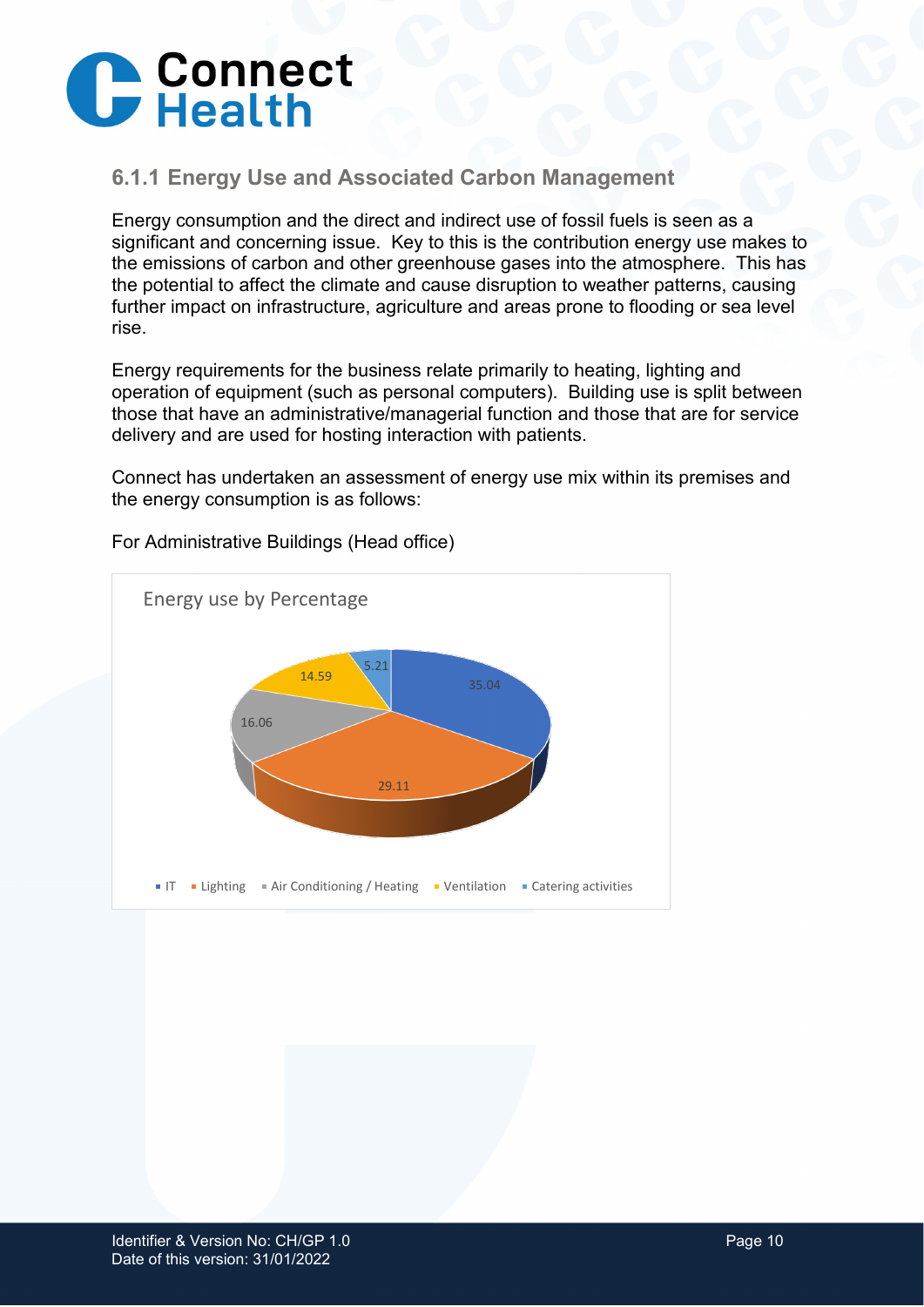### 6.1.1 Energy Use and Associated Carbon Management

Energy consumption and the direct and indirect use of fossil fuels is seen as a significant and concerning issue. Key to this is the contribution energy use makes to the emissions of carbon and other greenhouse gases into the atmosphere. This has the potential to affect the climate and cause disruption to weather patterns, causing further impact on infrastructure, agriculture and areas prone to flooding or sea level rise.

Energy requirements for the business relate primarily to heating, lighting and operation of equipment (such as personal computers). Building use is split between those that have an administrative/managerial function and those that are for service delivery and are used for hosting interaction with patients.

Connect has undertaken an assessment of energy use mix within its premises and the energy consumption is as follows:

For Administrative Buildings (Head office)

Energy use by Percentage

| Category | Percentage |
|---|---|
| IT | 35.04 |
| Lighting | 29.11 |
| Air Conditioning / Heating | 16.06 |
| Ventilation | 14.59 |
| Catering activities | 5.21 |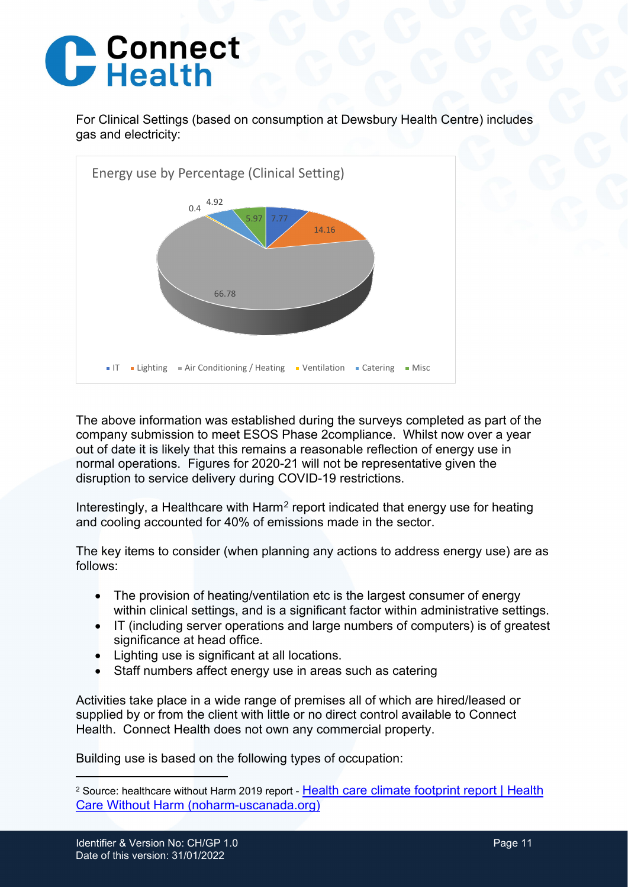For Clinical Settings (based on consumption at Dewsbury Health Centre) includes gas and electricity:

Energy use by Percentage (Clinical Setting)

| Category | Percentage |
| --- | --- |
| IT | 7.77 |
| Lighting | 14.16 |
| Air Conditioning / Heating | 66.78 |
| Ventilation | 0.4 |
| Catering | 4.92 |
| Misc | 5.97 |

The above information was established during the surveys completed as part of the company submission to meet ESOS Phase 2compliance. Whilst now over a year out of date it is likely that this remains a reasonable reflection of energy use in normal operations. Figures for 2020-21 will not be representative given the disruption to service delivery during COVID-19 restrictions.

Interestingly, a Healthcare with Harm[2] report indicated that energy use for heating and cooling accounted for 40% of emissions made in the sector.

The key items to consider (when planning any actions to address energy use) are as follows:

- The provision of heating/ventilation etc is the largest consumer of energy within clinical settings, and is a significant factor within administrative settings.
- IT (including server operations and large numbers of computers) is of greatest significance at head office.
- Lighting use is significant at all locations.
- Staff numbers affect energy use in areas such as catering

Activities take place in a wide range of premises all of which are hired/leased or supplied by or from the client with little or no direct control available to Connect Health. Connect Health does not own any commercial property.

Building use is based on the following types of occupation:

[2] Source: healthcare without Harm 2019 report - Health care climate footprint report | Health Care Without Harm (noharm-uscanada.org)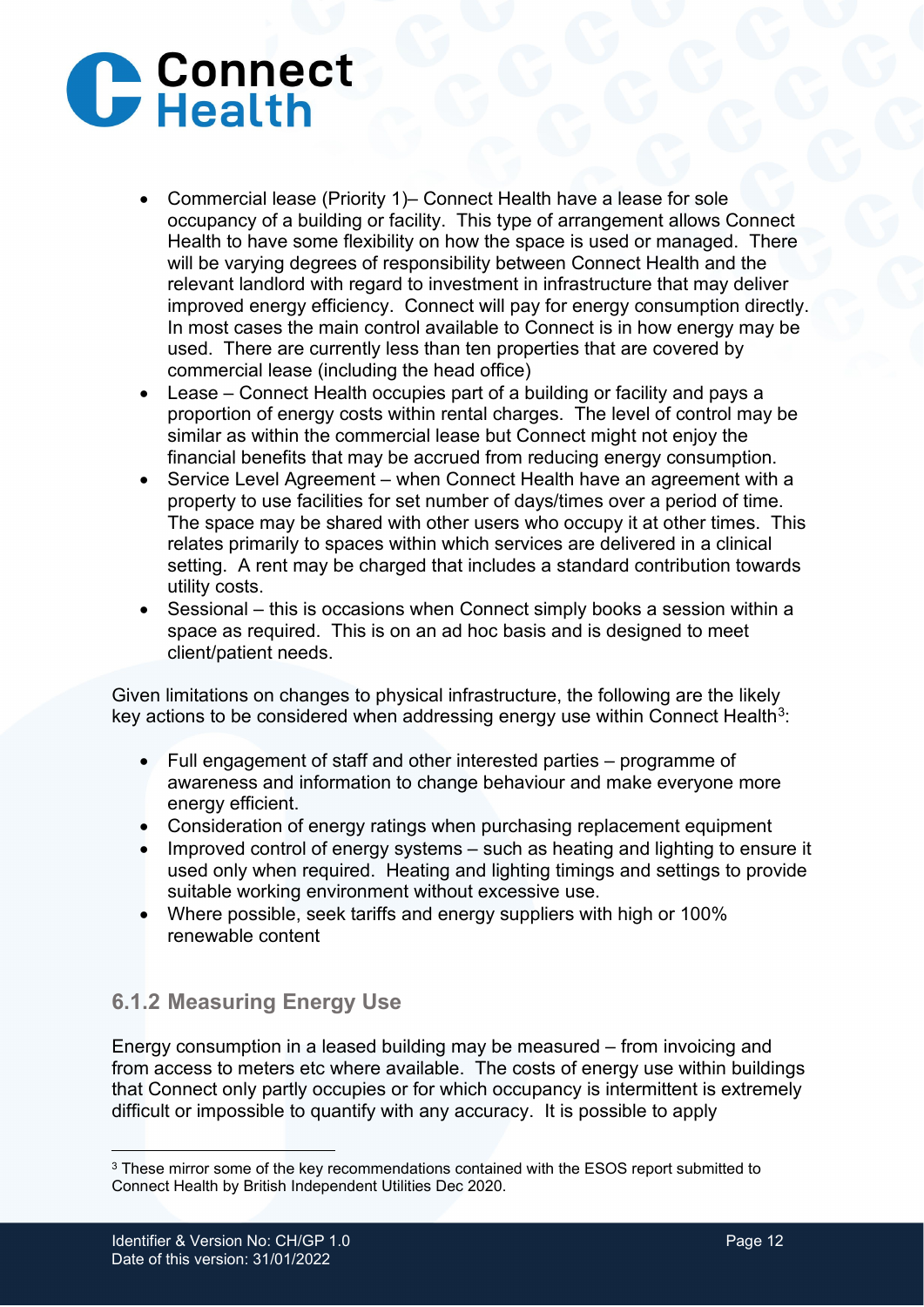- Commercial lease (Priority 1)– Connect Health have a lease for sole occupancy of a building or facility. This type of arrangement allows Connect Health to have some flexibility on how the space is used or managed. There will be varying degrees of responsibility between Connect Health and the relevant landlord with regard to investment in infrastructure that may deliver improved energy efficiency. Connect will pay for energy consumption directly. In most cases the main control available to Connect is in how energy may be used. There are currently less than ten properties that are covered by commercial lease (including the head office)
- Lease – Connect Health occupies part of a building or facility and pays a proportion of energy costs within rental charges. The level of control may be similar as within the commercial lease but Connect might not enjoy the financial benefits that may be accrued from reducing energy consumption.
- Service Level Agreement – when Connect Health have an agreement with a property to use facilities for set number of days/times over a period of time. The space may be shared with other users who occupy it at other times. This relates primarily to spaces within which services are delivered in a clinical setting. A rent may be charged that includes a standard contribution towards utility costs.
- Sessional – this is occasions when Connect simply books a session within a space as required. This is on an ad hoc basis and is designed to meet client/patient needs.

Given limitations on changes to physical infrastructure, the following are the likely key actions to be considered when addressing energy use within Connect Health[3]:

- Full engagement of staff and other interested parties – programme of awareness and information to change behaviour and make everyone more energy efficient.
- Consideration of energy ratings when purchasing replacement equipment
- Improved control of energy systems – such as heating and lighting to ensure it used only when required. Heating and lighting timings and settings to provide suitable working environment without excessive use.
- Where possible, seek tariffs and energy suppliers with high or 100% renewable content

### 6.1.2 Measuring Energy Use

Energy consumption in a leased building may be measured – from invoicing and from access to meters etc where available. The costs of energy use within buildings that Connect only partly occupies or for which occupancy is intermittent is extremely difficult or impossible to quantify with any accuracy. It is possible to apply

[3] These mirror some of the key recommendations contained with the ESOS report submitted to Connect Health by British Independent Utilities Dec 2020.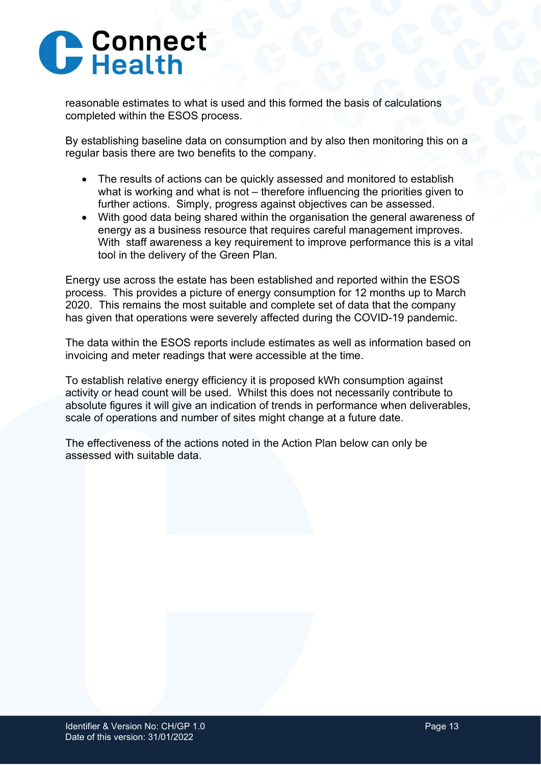reasonable estimates to what is used and this formed the basis of calculations completed within the ESOS process.

By establishing baseline data on consumption and by also then monitoring this on a regular basis there are two benefits to the company.

- The results of actions can be quickly assessed and monitored to establish what is working and what is not – therefore influencing the priorities given to further actions. Simply, progress against objectives can be assessed.
- With good data being shared within the organisation the general awareness of energy as a business resource that requires careful management improves. With staff awareness a key requirement to improve performance this is a vital tool in the delivery of the Green Plan.

Energy use across the estate has been established and reported within the ESOS process. This provides a picture of energy consumption for 12 months up to March 2020. This remains the most suitable and complete set of data that the company has given that operations were severely affected during the COVID-19 pandemic.

The data within the ESOS reports include estimates as well as information based on invoicing and meter readings that were accessible at the time.

To establish relative energy efficiency it is proposed kWh consumption against activity or head count will be used. Whilst this does not necessarily contribute to absolute figures it will give an indication of trends in performance when deliverables, scale of operations and number of sites might change at a future date.

The effectiveness of the actions noted in the Action Plan below can only be assessed with suitable data.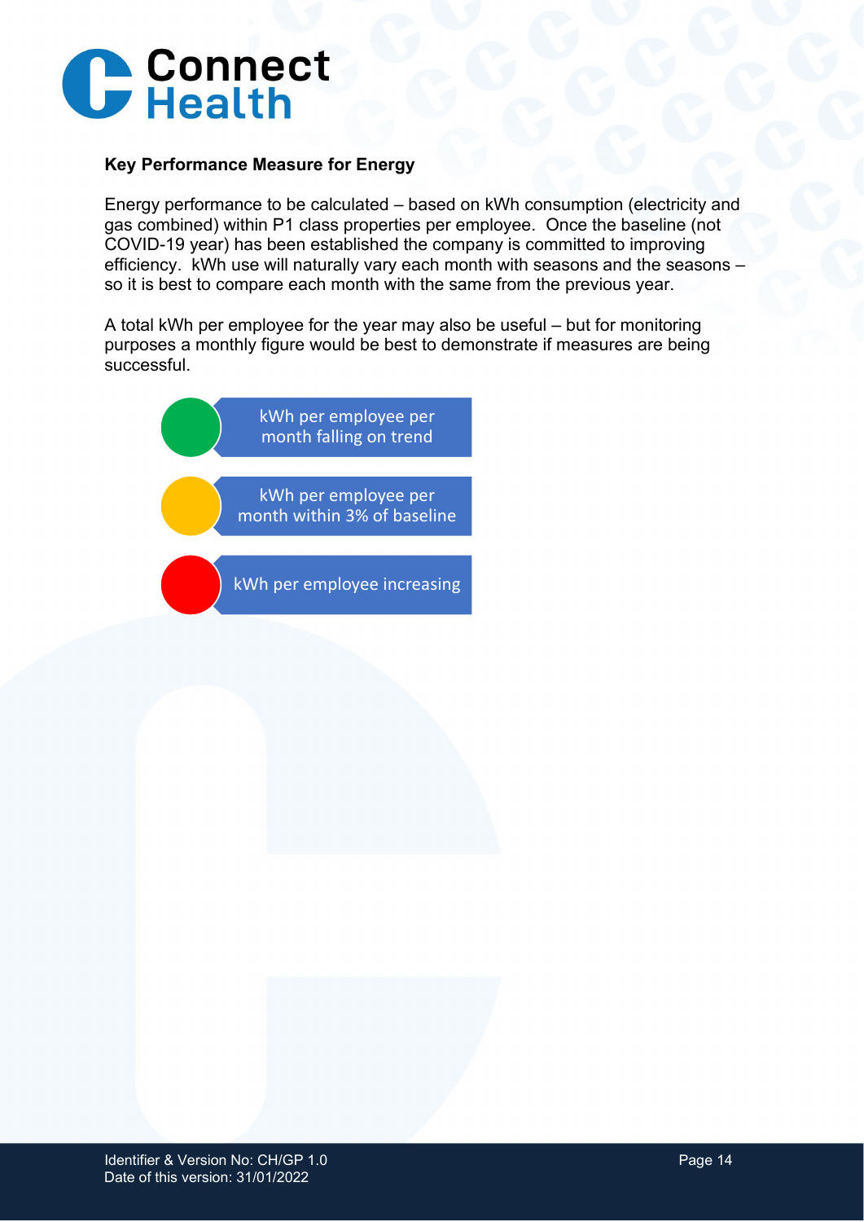**Key Performance Measure for Energy**

Energy performance to be calculated – based on kWh consumption (electricity and gas combined) within P1 class properties per employee. Once the baseline (not COVID-19 year) has been established the company is committed to improving efficiency. kWh use will naturally vary each month with seasons and the seasons – so it is best to compare each month with the same from the previous year.

A total kWh per employee for the year may also be useful – but for monitoring purposes a monthly figure would be best to demonstrate if measures are being successful.

- Green: kWh per employee per month falling on trend
- Amber: kWh per employee per month within 3% of baseline
- Red: kWh per employee increasing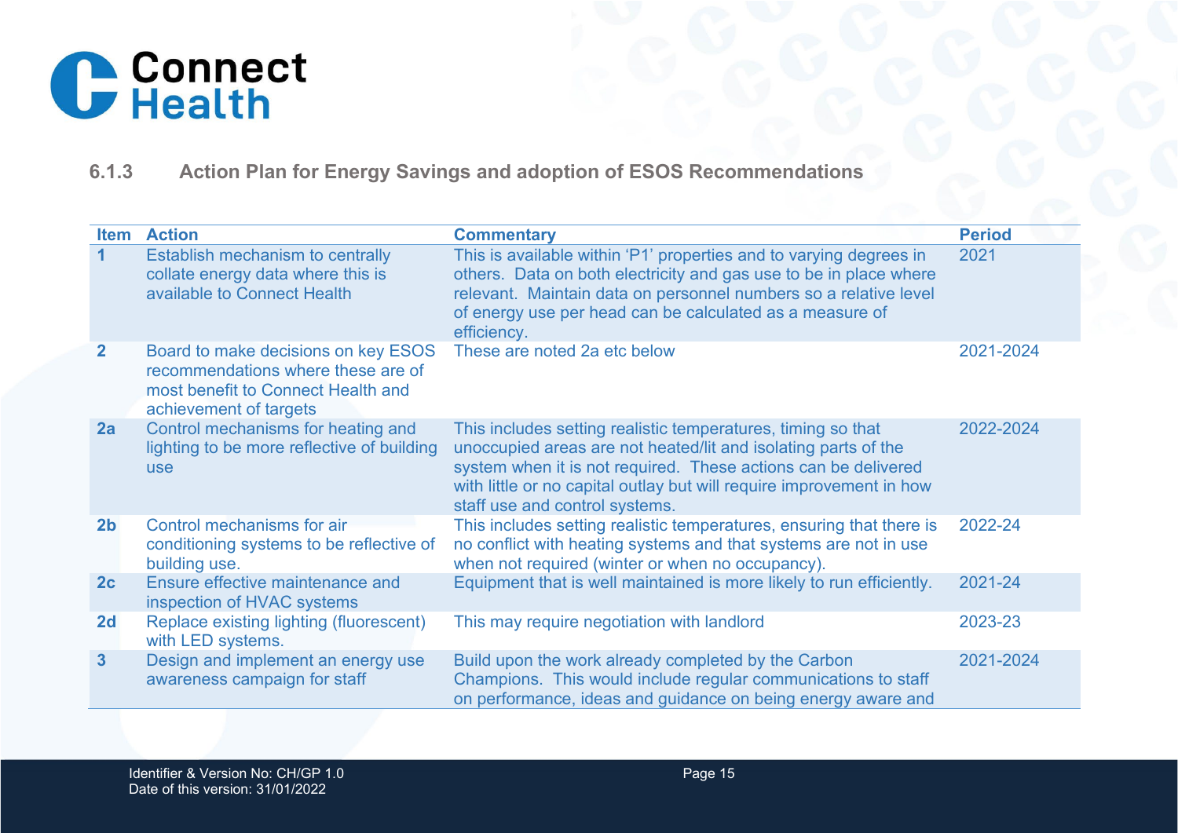### 6.1.3 Action Plan for Energy Savings and adoption of ESOS Recommendations

| Item | Action | Commentary | Period |
|---|---|---|---|
| 1 | Establish mechanism to centrally collate energy data where this is available to Connect Health | This is available within 'P1' properties and to varying degrees in others. Data on both electricity and gas use to be in place where relevant. Maintain data on personnel numbers so a relative level of energy use per head can be calculated as a measure of efficiency. | 2021 |
| 2 | Board to make decisions on key ESOS recommendations where these are of most benefit to Connect Health and achievement of targets | These are noted 2a etc below | 2021-2024 |
| 2a | Control mechanisms for heating and lighting to be more reflective of building use | This includes setting realistic temperatures, timing so that unoccupied areas are not heated/lit and isolating parts of the system when it is not required. These actions can be delivered with little or no capital outlay but will require improvement in how staff use and control systems. | 2022-2024 |
| 2b | Control mechanisms for air conditioning systems to be reflective of building use. | This includes setting realistic temperatures, ensuring that there is no conflict with heating systems and that systems are not in use when not required (winter or when no occupancy). | 2022-24 |
| 2c | Ensure effective maintenance and inspection of HVAC systems | Equipment that is well maintained is more likely to run efficiently. | 2021-24 |
| 2d | Replace existing lighting (fluorescent) with LED systems. | This may require negotiation with landlord | 2023-23 |
| 3 | Design and implement an energy use awareness campaign for staff | Build upon the work already completed by the Carbon Champions. This would include regular communications to staff on performance, ideas and guidance on being energy aware and | 2021-2024 |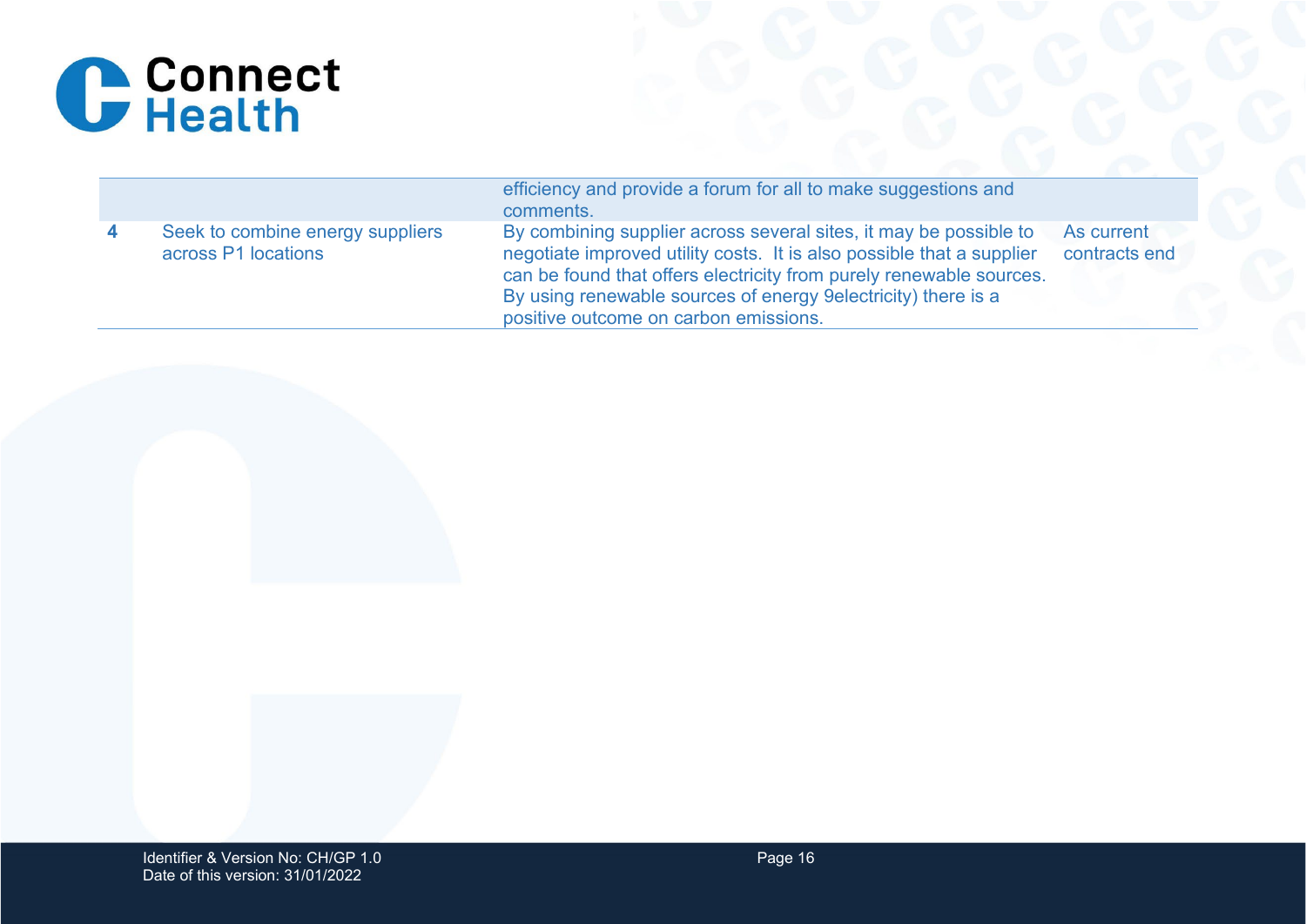| | | | |
|---|---|---|---|
| | | efficiency and provide a forum for all to make suggestions and comments. | |
| **4** | Seek to combine energy suppliers across P1 locations | By combining supplier across several sites, it may be possible to negotiate improved utility costs. It is also possible that a supplier can be found that offers electricity from purely renewable sources. By using renewable sources of energy 9electricity) there is a positive outcome on carbon emissions. | As current contracts end |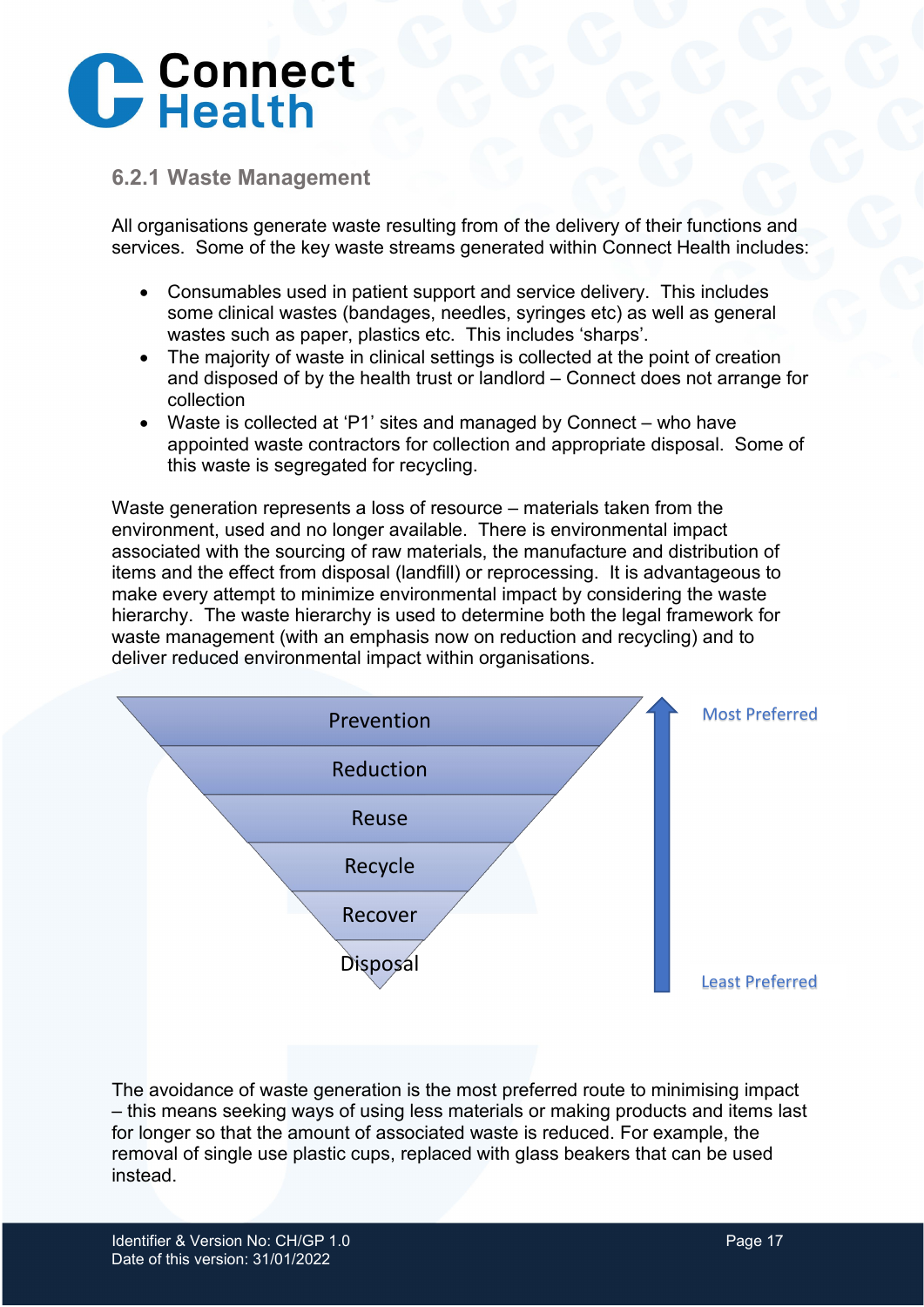### 6.2.1 Waste Management

All organisations generate waste resulting from of the delivery of their functions and services. Some of the key waste streams generated within Connect Health includes:

- Consumables used in patient support and service delivery. This includes some clinical wastes (bandages, needles, syringes etc) as well as general wastes such as paper, plastics etc. This includes 'sharps'.
- The majority of waste in clinical settings is collected at the point of creation and disposed of by the health trust or landlord – Connect does not arrange for collection
- Waste is collected at 'P1' sites and managed by Connect – who have appointed waste contractors for collection and appropriate disposal. Some of this waste is segregated for recycling.

Waste generation represents a loss of resource – materials taken from the environment, used and no longer available. There is environmental impact associated with the sourcing of raw materials, the manufacture and distribution of items and the effect from disposal (landfill) or reprocessing. It is advantageous to make every attempt to minimize environmental impact by considering the waste hierarchy. The waste hierarchy is used to determine both the legal framework for waste management (with an emphasis now on reduction and recycling) and to deliver reduced environmental impact within organisations.

Prevention
Reduction
Reuse
Recycle
Recover
Disposal

Most Preferred

Least Preferred

The avoidance of waste generation is the most preferred route to minimising impact – this means seeking ways of using less materials or making products and items last for longer so that the amount of associated waste is reduced. For example, the removal of single use plastic cups, replaced with glass beakers that can be used instead.

Identifier & Version No: CH/GP 1.0
Date of this version: 31/01/2022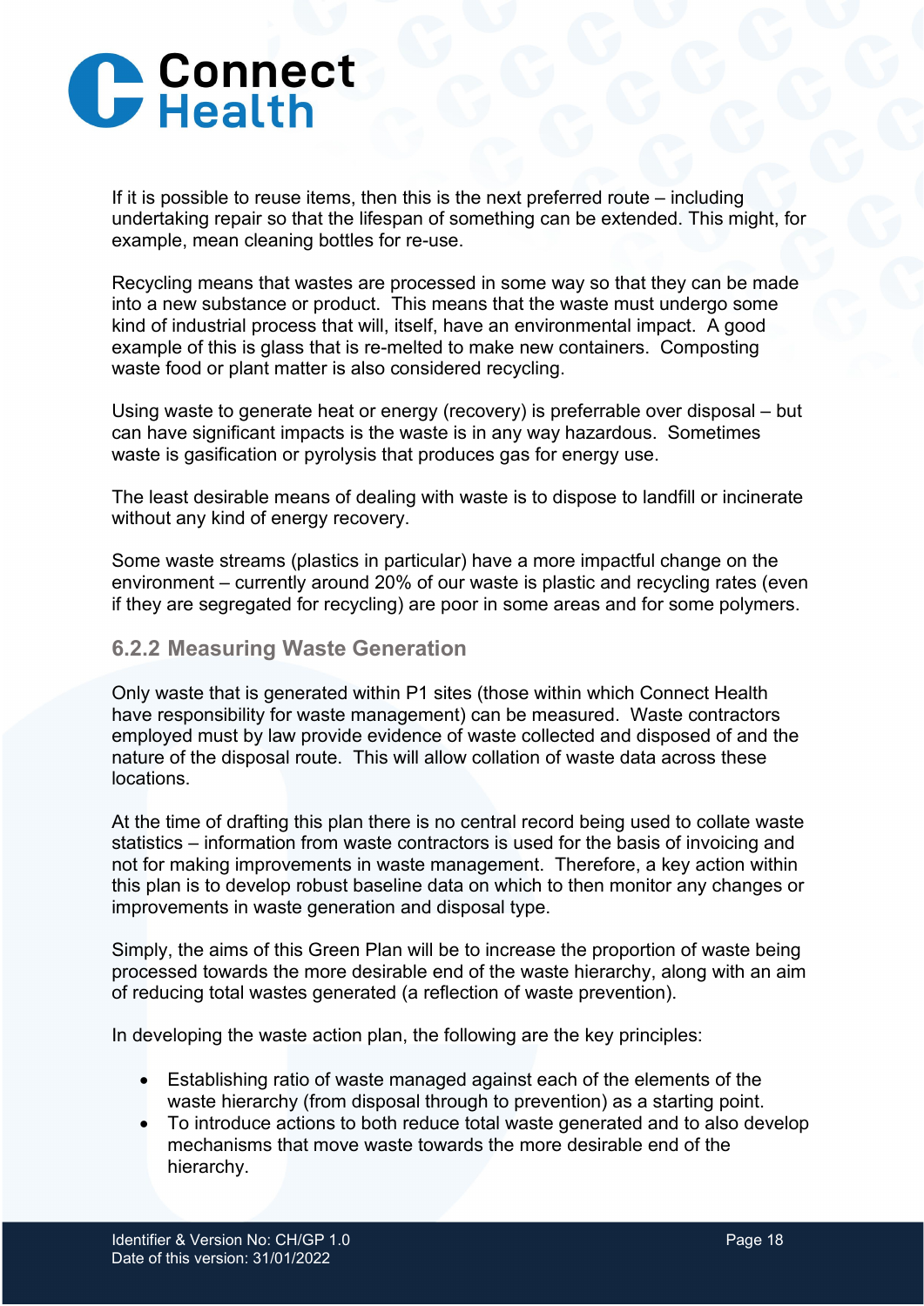If it is possible to reuse items, then this is the next preferred route – including undertaking repair so that the lifespan of something can be extended. This might, for example, mean cleaning bottles for re-use.

Recycling means that wastes are processed in some way so that they can be made into a new substance or product. This means that the waste must undergo some kind of industrial process that will, itself, have an environmental impact. A good example of this is glass that is re-melted to make new containers. Composting waste food or plant matter is also considered recycling.

Using waste to generate heat or energy (recovery) is preferrable over disposal – but can have significant impacts is the waste is in any way hazardous. Sometimes waste is gasification or pyrolysis that produces gas for energy use.

The least desirable means of dealing with waste is to dispose to landfill or incinerate without any kind of energy recovery.

Some waste streams (plastics in particular) have a more impactful change on the environment – currently around 20% of our waste is plastic and recycling rates (even if they are segregated for recycling) are poor in some areas and for some polymers.

### 6.2.2 Measuring Waste Generation

Only waste that is generated within P1 sites (those within which Connect Health have responsibility for waste management) can be measured. Waste contractors employed must by law provide evidence of waste collected and disposed of and the nature of the disposal route. This will allow collation of waste data across these locations.

At the time of drafting this plan there is no central record being used to collate waste statistics – information from waste contractors is used for the basis of invoicing and not for making improvements in waste management. Therefore, a key action within this plan is to develop robust baseline data on which to then monitor any changes or improvements in waste generation and disposal type.

Simply, the aims of this Green Plan will be to increase the proportion of waste being processed towards the more desirable end of the waste hierarchy, along with an aim of reducing total wastes generated (a reflection of waste prevention).

In developing the waste action plan, the following are the key principles:

- Establishing ratio of waste managed against each of the elements of the waste hierarchy (from disposal through to prevention) as a starting point.
- To introduce actions to both reduce total waste generated and to also develop mechanisms that move waste towards the more desirable end of the hierarchy.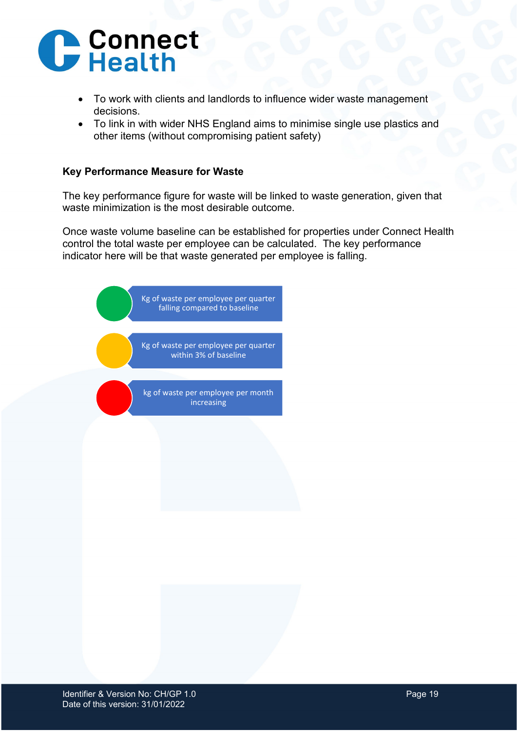- To work with clients and landlords to influence wider waste management decisions.
- To link in with wider NHS England aims to minimise single use plastics and other items (without compromising patient safety)

**Key Performance Measure for Waste**

The key performance figure for waste will be linked to waste generation, given that waste minimization is the most desirable outcome.

Once waste volume baseline can be established for properties under Connect Health control the total waste per employee can be calculated. The key performance indicator here will be that waste generated per employee is falling.

- Green: Kg of waste per employee per quarter falling compared to baseline
- Amber: Kg of waste per employee per quarter within 3% of baseline
- Red: kg of waste per employee per month increasing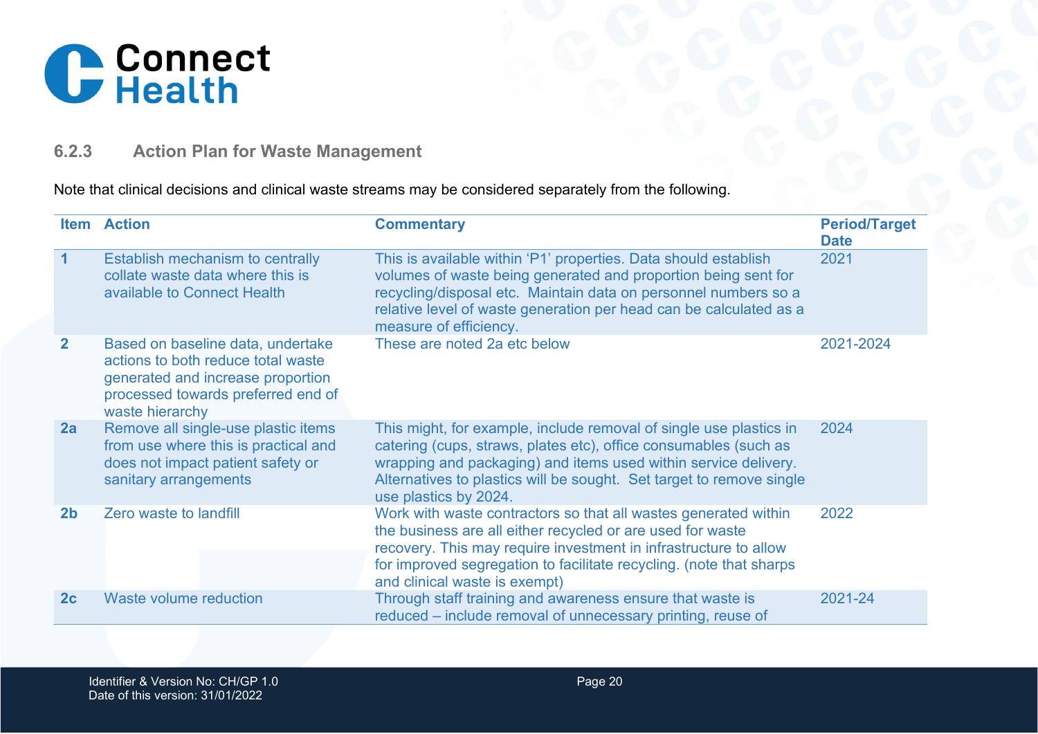### 6.2.3 Action Plan for Waste Management

Note that clinical decisions and clinical waste streams may be considered separately from the following.

| Item | Action | Commentary | Period/Target Date |
|---|---|---|---|
| **1** | Establish mechanism to centrally collate waste data where this is available to Connect Health | This is available within 'P1' properties. Data should establish volumes of waste being generated and proportion being sent for recycling/disposal etc. Maintain data on personnel numbers so a relative level of waste generation per head can be calculated as a measure of efficiency. | 2021 |
| **2** | Based on baseline data, undertake actions to both reduce total waste generated and increase proportion processed towards preferred end of waste hierarchy | These are noted 2a etc below | 2021-2024 |
| **2a** | Remove all single-use plastic items from use where this is practical and does not impact patient safety or sanitary arrangements | This might, for example, include removal of single use plastics in catering (cups, straws, plates etc), office consumables (such as wrapping and packaging) and items used within service delivery. Alternatives to plastics will be sought. Set target to remove single use plastics by 2024. | 2024 |
| **2b** | Zero waste to landfill | Work with waste contractors so that all wastes generated within the business are all either recycled or are used for waste recovery. This may require investment in infrastructure to allow for improved segregation to facilitate recycling. (note that sharps and clinical waste is exempt) | 2022 |
| **2c** | Waste volume reduction | Through staff training and awareness ensure that waste is reduced – include removal of unnecessary printing, reuse of | 2021-24 |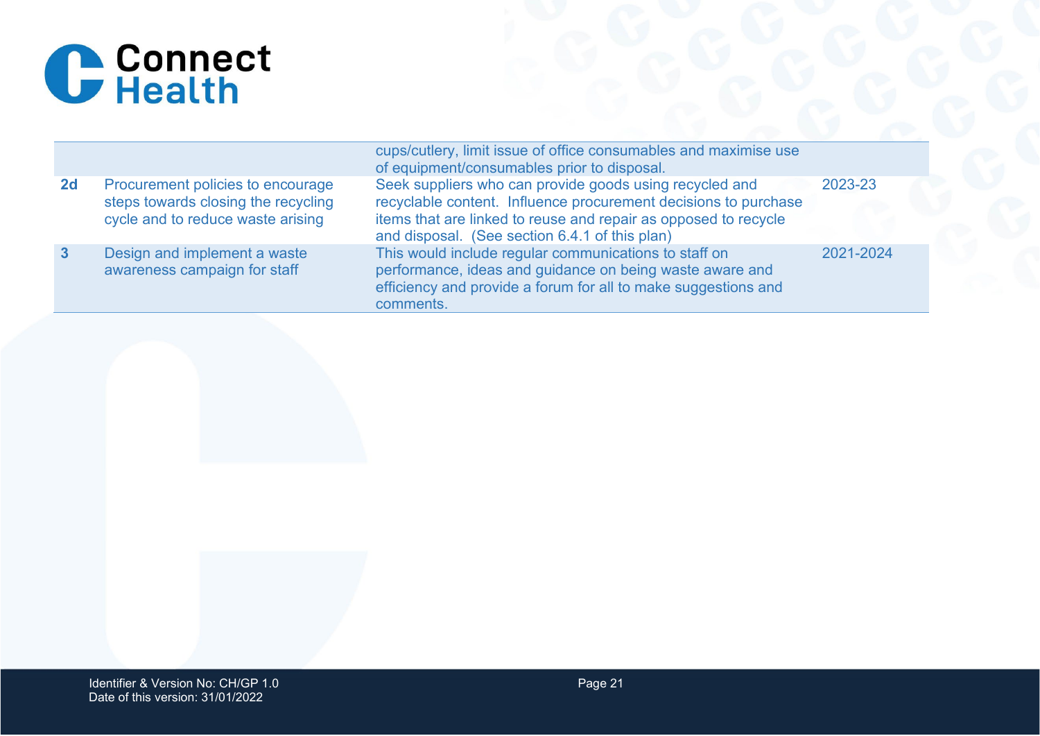|  |  |  |  |
|---|---|---|---|
|  |  | cups/cutlery, limit issue of office consumables and maximise use of equipment/consumables prior to disposal. |  |
| **2d** | Procurement policies to encourage steps towards closing the recycling cycle and to reduce waste arising | Seek suppliers who can provide goods using recycled and recyclable content. Influence procurement decisions to purchase items that are linked to reuse and repair as opposed to recycle and disposal. (See section 6.4.1 of this plan) | 2023-23 |
| **3** | Design and implement a waste awareness campaign for staff | This would include regular communications to staff on performance, ideas and guidance on being waste aware and efficiency and provide a forum for all to make suggestions and comments. | 2021-2024 |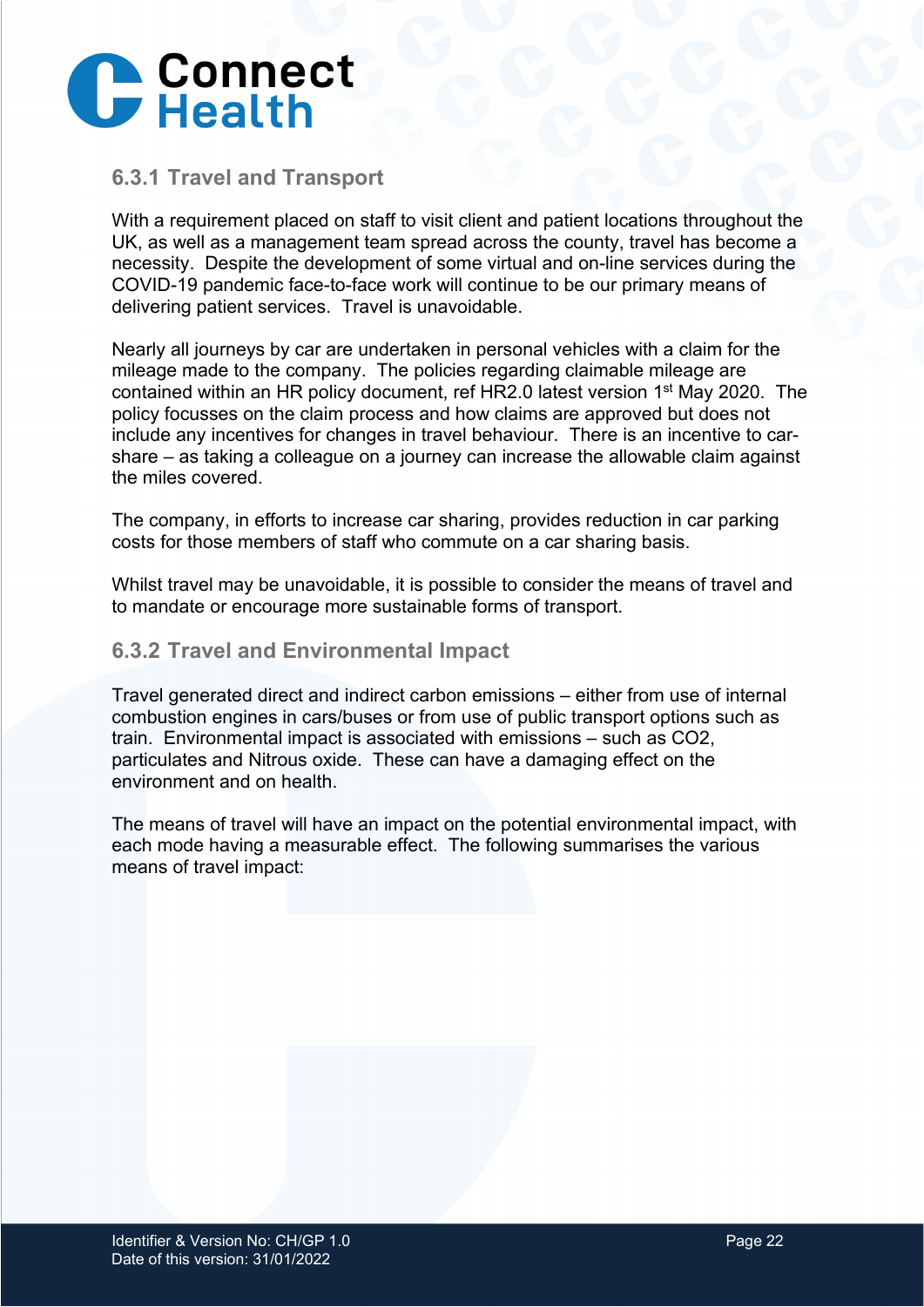### 6.3.1 Travel and Transport

With a requirement placed on staff to visit client and patient locations throughout the UK, as well as a management team spread across the county, travel has become a necessity. Despite the development of some virtual and on-line services during the COVID-19 pandemic face-to-face work will continue to be our primary means of delivering patient services. Travel is unavoidable.

Nearly all journeys by car are undertaken in personal vehicles with a claim for the mileage made to the company. The policies regarding claimable mileage are contained within an HR policy document, ref HR2.0 latest version 1st May 2020. The policy focusses on the claim process and how claims are approved but does not include any incentives for changes in travel behaviour. There is an incentive to car-share – as taking a colleague on a journey can increase the allowable claim against the miles covered.

The company, in efforts to increase car sharing, provides reduction in car parking costs for those members of staff who commute on a car sharing basis.

Whilst travel may be unavoidable, it is possible to consider the means of travel and to mandate or encourage more sustainable forms of transport.

### 6.3.2 Travel and Environmental Impact

Travel generated direct and indirect carbon emissions – either from use of internal combustion engines in cars/buses or from use of public transport options such as train. Environmental impact is associated with emissions – such as $CO_2$, particulates and Nitrous oxide. These can have a damaging effect on the environment and on health.

The means of travel will have an impact on the potential environmental impact, with each mode having a measurable effect. The following summarises the various means of travel impact: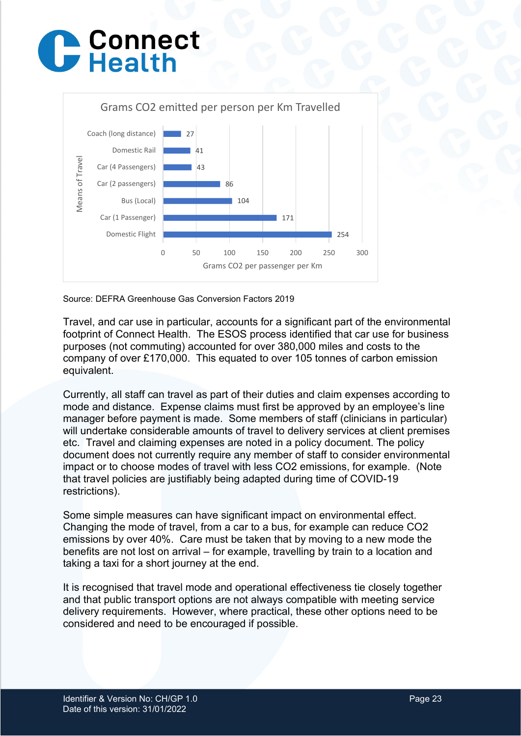Grams CO2 emitted per person per Km Travelled

| Means of Travel | Grams CO2 per passenger per Km |
|---|---|
| Coach (long distance) | 27 |
| Domestic Rail | 41 |
| Car (4 Passengers) | 43 |
| Car (2 passengers) | 86 |
| Bus (Local) | 104 |
| Car (1 Passenger) | 171 |
| Domestic Flight | 254 |

Source: DEFRA Greenhouse Gas Conversion Factors 2019

Travel, and car use in particular, accounts for a significant part of the environmental footprint of Connect Health. The ESOS process identified that car use for business purposes (not commuting) accounted for over 380,000 miles and costs to the company of over £170,000. This equated to over 105 tonnes of carbon emission equivalent.

Currently, all staff can travel as part of their duties and claim expenses according to mode and distance. Expense claims must first be approved by an employee's line manager before payment is made. Some members of staff (clinicians in particular) will undertake considerable amounts of travel to delivery services at client premises etc. Travel and claiming expenses are noted in a policy document. The policy document does not currently require any member of staff to consider environmental impact or to choose modes of travel with less CO2 emissions, for example. (Note that travel policies are justifiably being adapted during time of COVID-19 restrictions).

Some simple measures can have significant impact on environmental effect. Changing the mode of travel, from a car to a bus, for example can reduce CO2 emissions by over 40%. Care must be taken that by moving to a new mode the benefits are not lost on arrival – for example, travelling by train to a location and taking a taxi for a short journey at the end.

It is recognised that travel mode and operational effectiveness tie closely together and that public transport options are not always compatible with meeting service delivery requirements. However, where practical, these other options need to be considered and need to be encouraged if possible.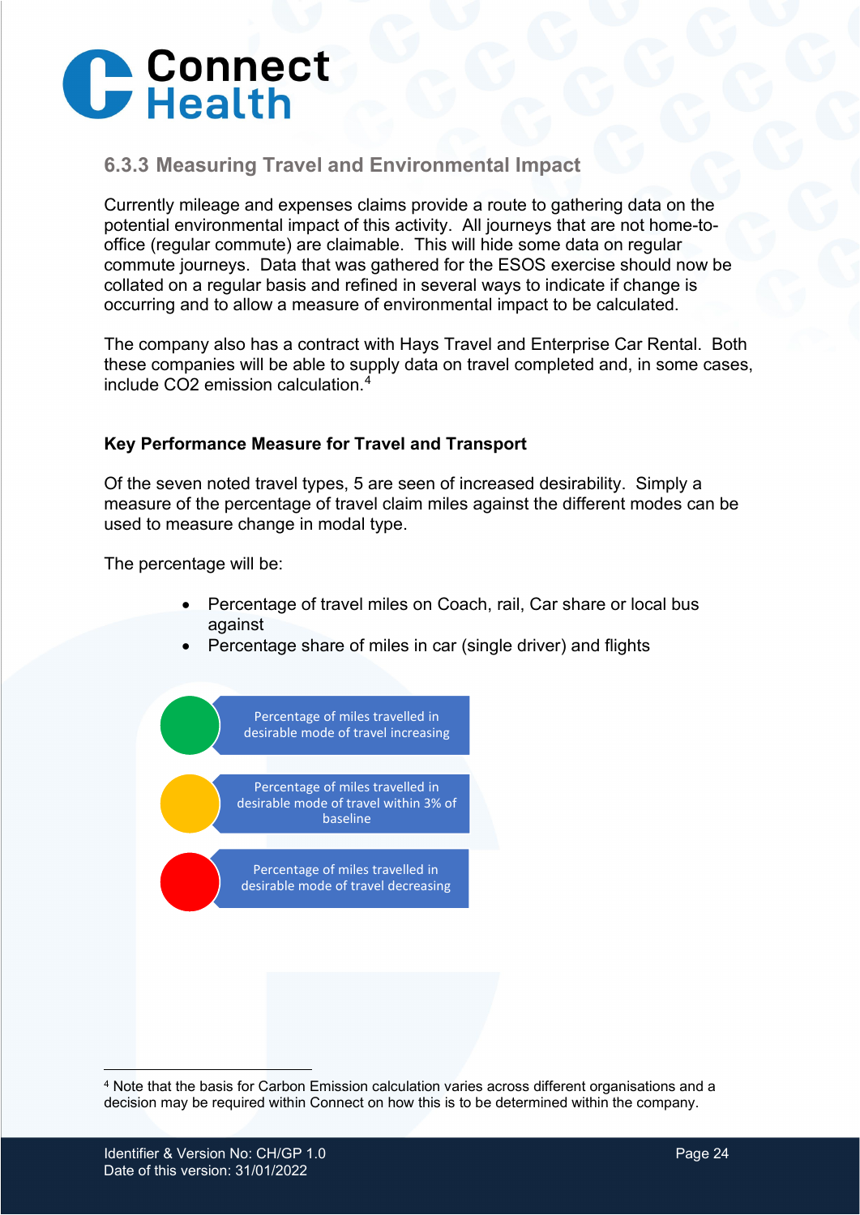### 6.3.3 Measuring Travel and Environmental Impact

Currently mileage and expenses claims provide a route to gathering data on the potential environmental impact of this activity. All journeys that are not home-to-office (regular commute) are claimable. This will hide some data on regular commute journeys. Data that was gathered for the ESOS exercise should now be collated on a regular basis and refined in several ways to indicate if change is occurring and to allow a measure of environmental impact to be calculated.

The company also has a contract with Hays Travel and Enterprise Car Rental. Both these companies will be able to supply data on travel completed and, in some cases, include $CO_2$ emission calculation.[4]

**Key Performance Measure for Travel and Transport**

Of the seven noted travel types, 5 are seen of increased desirability. Simply a measure of the percentage of travel claim miles against the different modes can be used to measure change in modal type.

The percentage will be:

- Percentage of travel miles on Coach, rail, Car share or local bus against
- Percentage share of miles in car (single driver) and flights

- Green: Percentage of miles travelled in desirable mode of travel increasing
- Amber: Percentage of miles travelled in desirable mode of travel within 3% of baseline
- Red: Percentage of miles travelled in desirable mode of travel decreasing

[4] Note that the basis for Carbon Emission calculation varies across different organisations and a decision may be required within Connect on how this is to be determined within the company.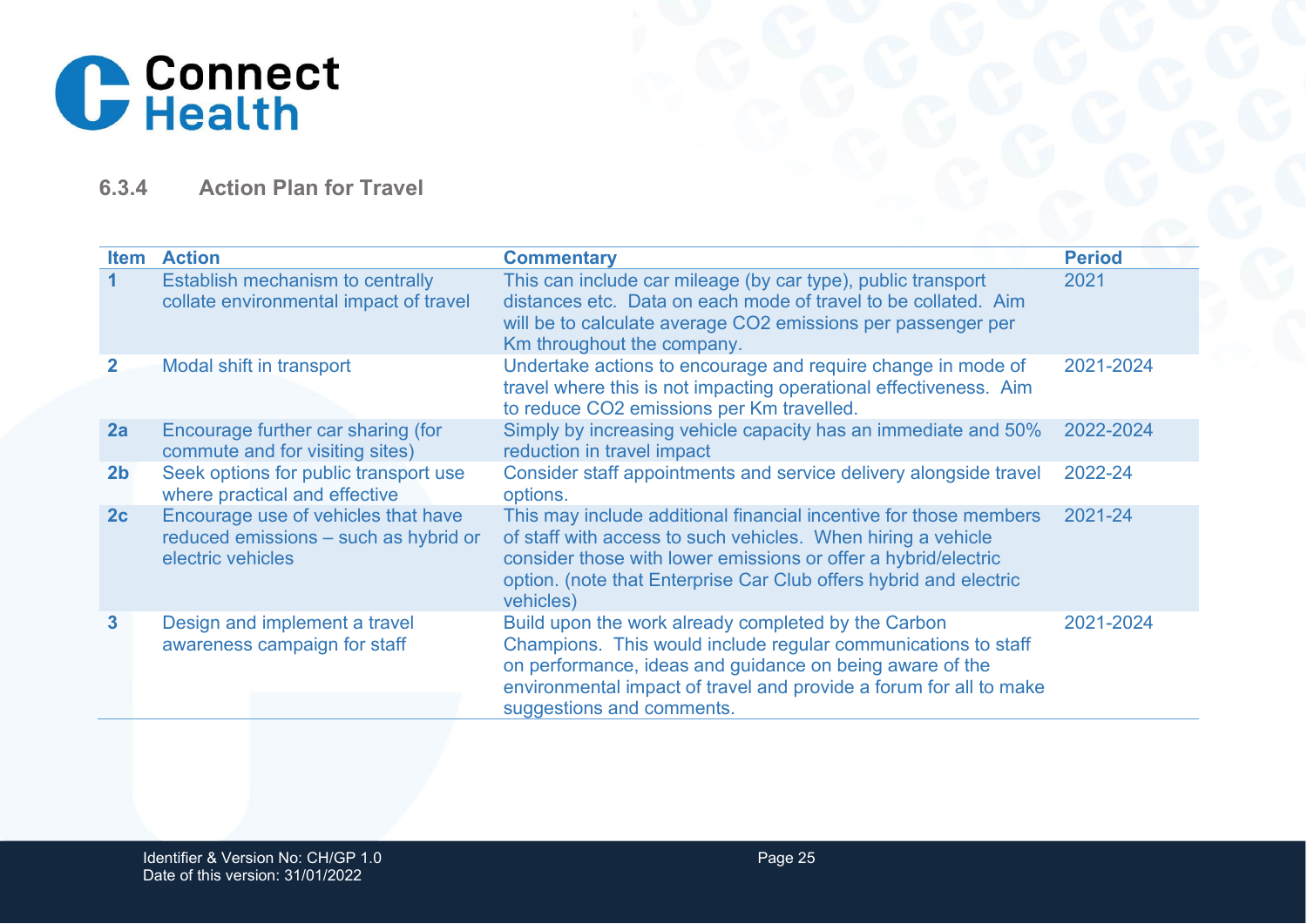### 6.3.4 Action Plan for Travel

| Item | Action | Commentary | Period |
|---|---|---|---|
| 1 | Establish mechanism to centrally collate environmental impact of travel | This can include car mileage (by car type), public transport distances etc. Data on each mode of travel to be collated. Aim will be to calculate average $CO_2$ emissions per passenger per Km throughout the company. | 2021 |
| 2 | Modal shift in transport | Undertake actions to encourage and require change in mode of travel where this is not impacting operational effectiveness. Aim to reduce $CO_2$ emissions per Km travelled. | 2021-2024 |
| 2a | Encourage further car sharing (for commute and for visiting sites) | Simply by increasing vehicle capacity has an immediate and 50% reduction in travel impact | 2022-2024 |
| 2b | Seek options for public transport use where practical and effective | Consider staff appointments and service delivery alongside travel options. | 2022-24 |
| 2c | Encourage use of vehicles that have reduced emissions – such as hybrid or electric vehicles | This may include additional financial incentive for those members of staff with access to such vehicles. When hiring a vehicle consider those with lower emissions or offer a hybrid/electric option. (note that Enterprise Car Club offers hybrid and electric vehicles) | 2021-24 |
| 3 | Design and implement a travel awareness campaign for staff | Build upon the work already completed by the Carbon Champions. This would include regular communications to staff on performance, ideas and guidance on being aware of the environmental impact of travel and provide a forum for all to make suggestions and comments. | 2021-2024 |

Identifier & Version No: CH/GP 1.0
Date of this version: 31/01/2022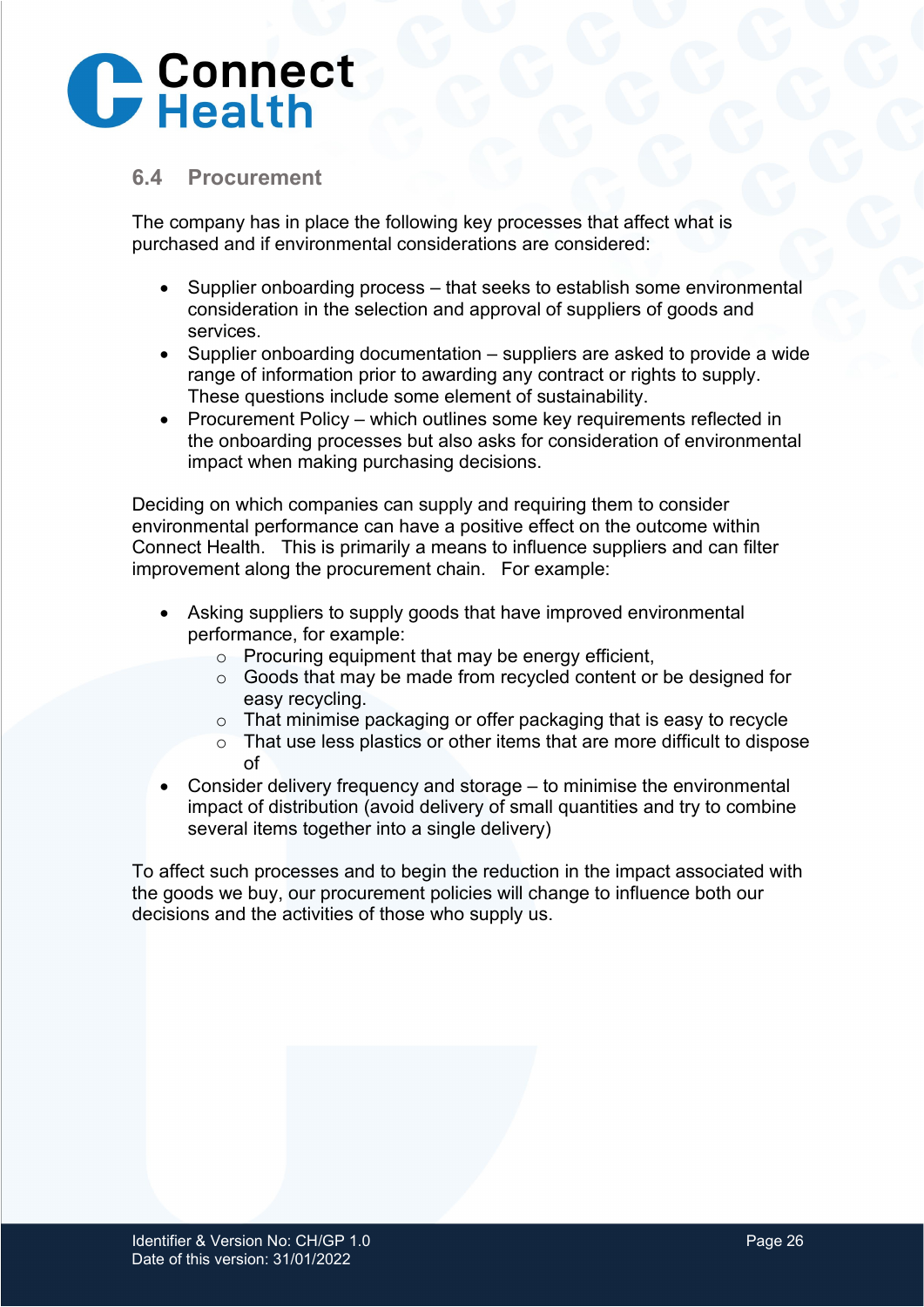## 6.4 Procurement

The company has in place the following key processes that affect what is purchased and if environmental considerations are considered:

- Supplier onboarding process – that seeks to establish some environmental consideration in the selection and approval of suppliers of goods and services.
- Supplier onboarding documentation – suppliers are asked to provide a wide range of information prior to awarding any contract or rights to supply. These questions include some element of sustainability.
- Procurement Policy – which outlines some key requirements reflected in the onboarding processes but also asks for consideration of environmental impact when making purchasing decisions.

Deciding on which companies can supply and requiring them to consider environmental performance can have a positive effect on the outcome within Connect Health. This is primarily a means to influence suppliers and can filter improvement along the procurement chain. For example:

- Asking suppliers to supply goods that have improved environmental performance, for example:
  - Procuring equipment that may be energy efficient,
  - Goods that may be made from recycled content or be designed for easy recycling.
  - That minimise packaging or offer packaging that is easy to recycle
  - That use less plastics or other items that are more difficult to dispose of
- Consider delivery frequency and storage – to minimise the environmental impact of distribution (avoid delivery of small quantities and try to combine several items together into a single delivery)

To affect such processes and to begin the reduction in the impact associated with the goods we buy, our procurement policies will change to influence both our decisions and the activities of those who supply us.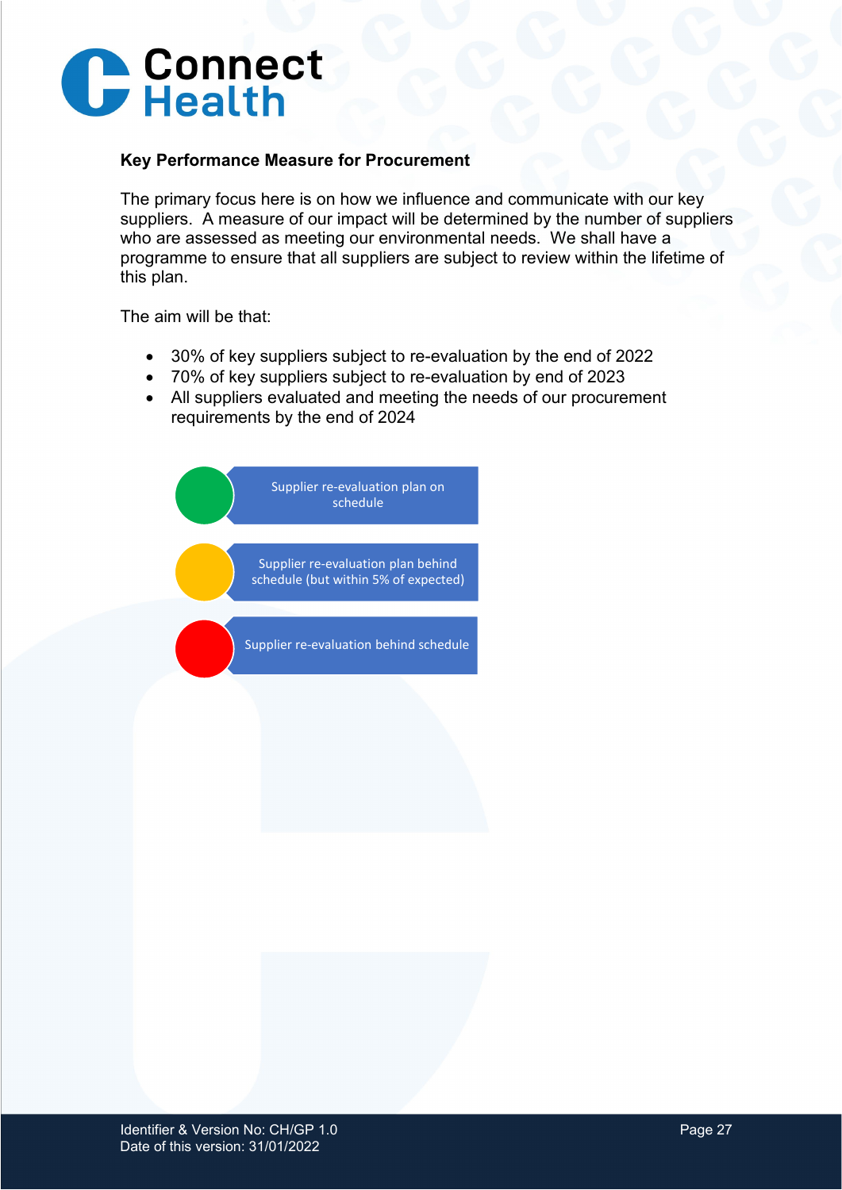**Key Performance Measure for Procurement**

The primary focus here is on how we influence and communicate with our key suppliers. A measure of our impact will be determined by the number of suppliers who are assessed as meeting our environmental needs. We shall have a programme to ensure that all suppliers are subject to review within the lifetime of this plan.

The aim will be that:

- 30% of key suppliers subject to re-evaluation by the end of 2022
- 70% of key suppliers subject to re-evaluation by end of 2023
- All suppliers evaluated and meeting the needs of our procurement requirements by the end of 2024

- Green: Supplier re-evaluation plan on schedule
- Amber: Supplier re-evaluation plan behind schedule (but within 5% of expected)
- Red: Supplier re-evaluation behind schedule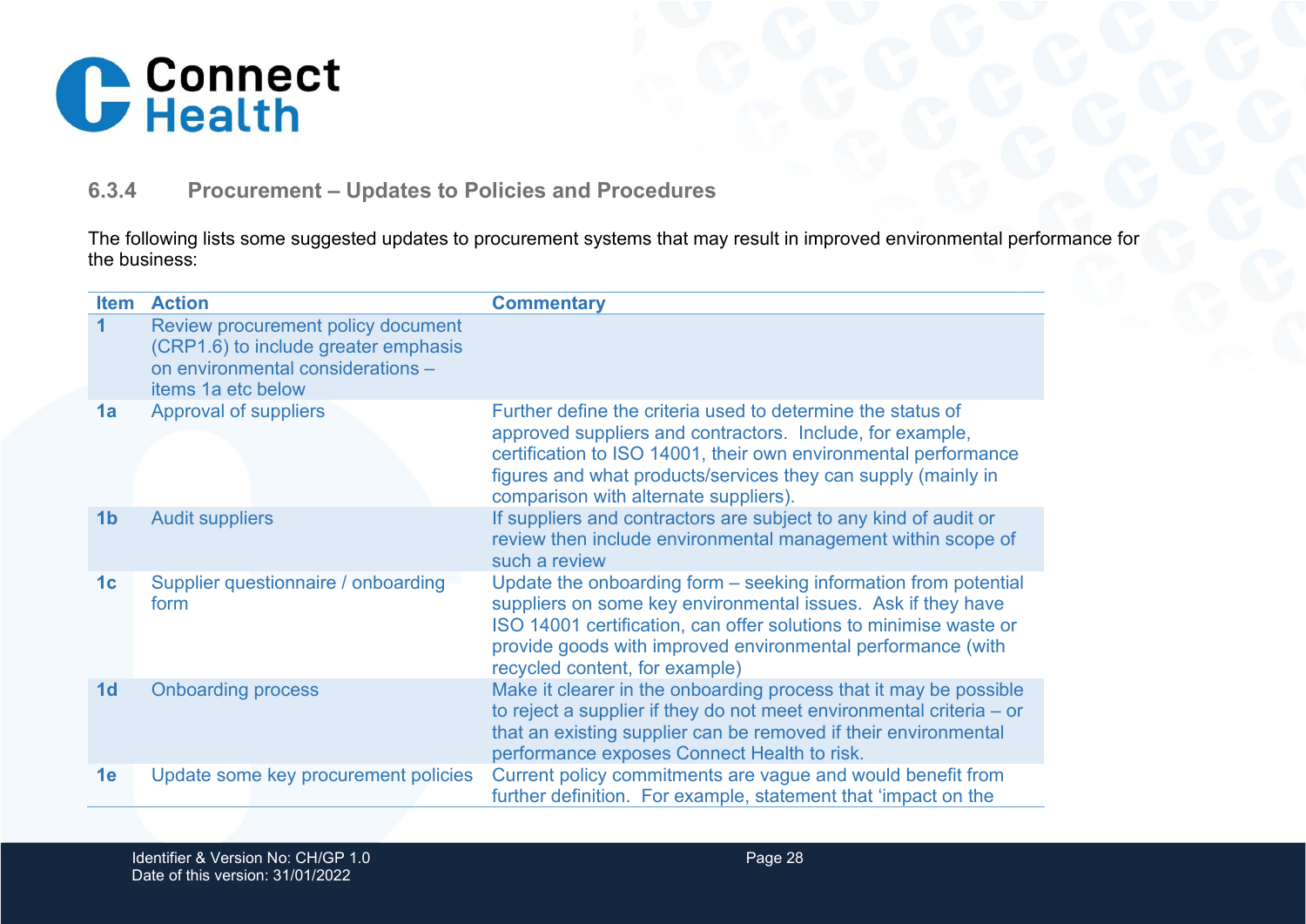### 6.3.4 Procurement – Updates to Policies and Procedures

The following lists some suggested updates to procurement systems that may result in improved environmental performance for the business:

| Item | Action | Commentary |
|---|---|---|
| 1 | Review procurement policy document (CRP1.6) to include greater emphasis on environmental considerations – items 1a etc below | |
| 1a | Approval of suppliers | Further define the criteria used to determine the status of approved suppliers and contractors. Include, for example, certification to ISO 14001, their own environmental performance figures and what products/services they can supply (mainly in comparison with alternate suppliers). |
| 1b | Audit suppliers | If suppliers and contractors are subject to any kind of audit or review then include environmental management within scope of such a review |
| 1c | Supplier questionnaire / onboarding form | Update the onboarding form – seeking information from potential suppliers on some key environmental issues. Ask if they have ISO 14001 certification, can offer solutions to minimise waste or provide goods with improved environmental performance (with recycled content, for example) |
| 1d | Onboarding process | Make it clearer in the onboarding process that it may be possible to reject a supplier if they do not meet environmental criteria – or that an existing supplier can be removed if their environmental performance exposes Connect Health to risk. |
| 1e | Update some key procurement policies | Current policy commitments are vague and would benefit from further definition. For example, statement that 'impact on the |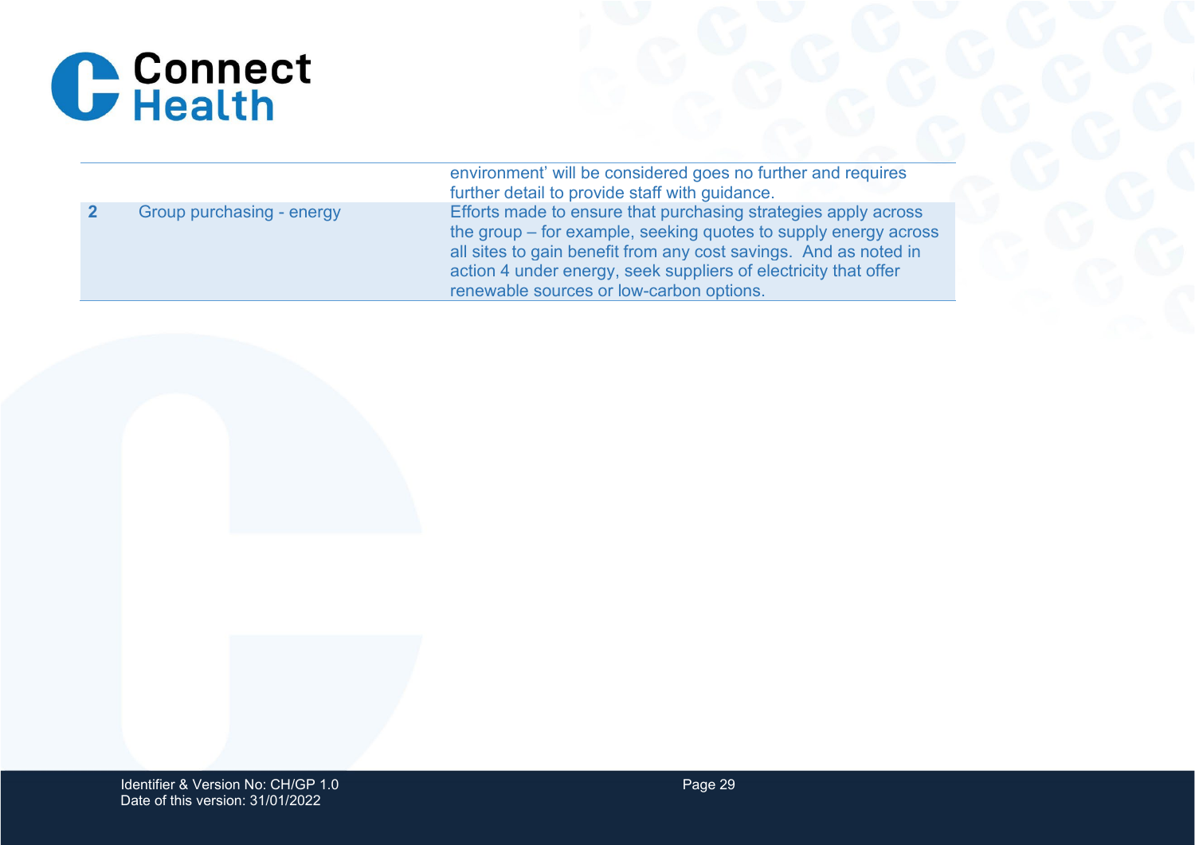| | | |
|---|---|---|
| | | environment' will be considered goes no further and requires further detail to provide staff with guidance. |
| **2** | Group purchasing - energy | Efforts made to ensure that purchasing strategies apply across the group – for example, seeking quotes to supply energy across all sites to gain benefit from any cost savings. And as noted in action 4 under energy, seek suppliers of electricity that offer renewable sources or low-carbon options. |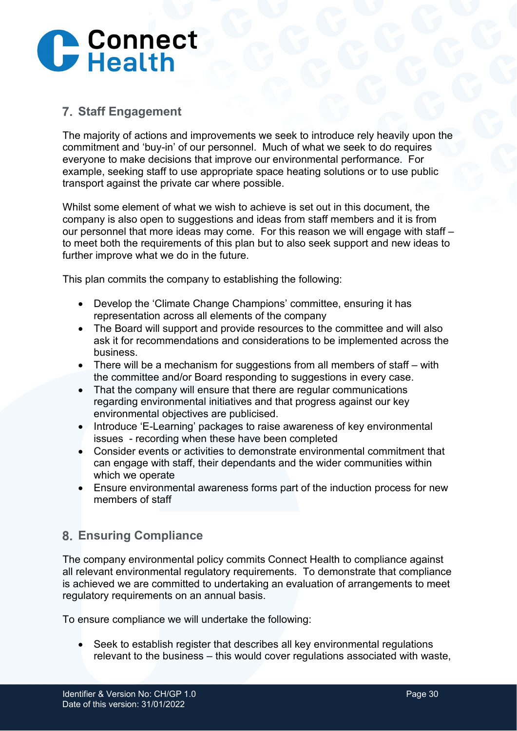## 7. Staff Engagement

The majority of actions and improvements we seek to introduce rely heavily upon the commitment and 'buy-in' of our personnel. Much of what we seek to do requires everyone to make decisions that improve our environmental performance. For example, seeking staff to use appropriate space heating solutions or to use public transport against the private car where possible.

Whilst some element of what we wish to achieve is set out in this document, the company is also open to suggestions and ideas from staff members and it is from our personnel that more ideas may come. For this reason we will engage with staff – to meet both the requirements of this plan but to also seek support and new ideas to further improve what we do in the future.

This plan commits the company to establishing the following:

- Develop the 'Climate Change Champions' committee, ensuring it has representation across all elements of the company
- The Board will support and provide resources to the committee and will also ask it for recommendations and considerations to be implemented across the business.
- There will be a mechanism for suggestions from all members of staff – with the committee and/or Board responding to suggestions in every case.
- That the company will ensure that there are regular communications regarding environmental initiatives and that progress against our key environmental objectives are publicised.
- Introduce 'E-Learning' packages to raise awareness of key environmental issues - recording when these have been completed
- Consider events or activities to demonstrate environmental commitment that can engage with staff, their dependants and the wider communities within which we operate
- Ensure environmental awareness forms part of the induction process for new members of staff

## 8. Ensuring Compliance

The company environmental policy commits Connect Health to compliance against all relevant environmental regulatory requirements. To demonstrate that compliance is achieved we are committed to undertaking an evaluation of arrangements to meet regulatory requirements on an annual basis.

To ensure compliance we will undertake the following:

- Seek to establish register that describes all key environmental regulations relevant to the business – this would cover regulations associated with waste,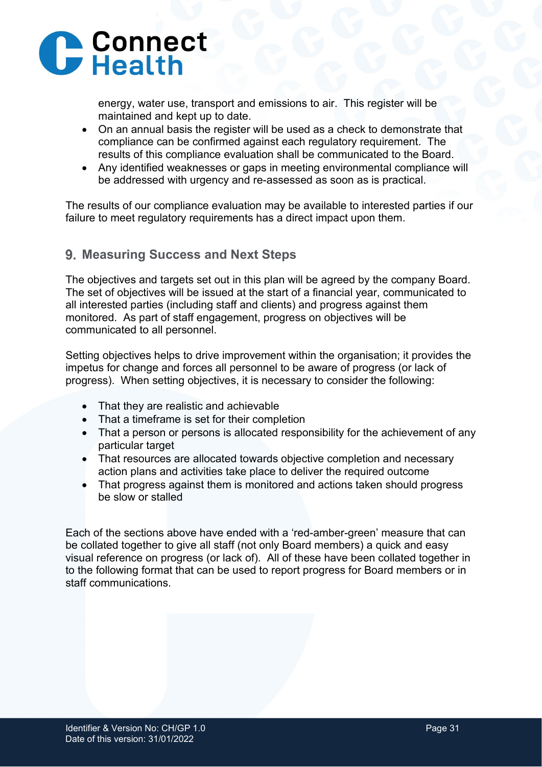energy, water use, transport and emissions to air. This register will be maintained and kept up to date.

- On an annual basis the register will be used as a check to demonstrate that compliance can be confirmed against each regulatory requirement. The results of this compliance evaluation shall be communicated to the Board.
- Any identified weaknesses or gaps in meeting environmental compliance will be addressed with urgency and re-assessed as soon as is practical.

The results of our compliance evaluation may be available to interested parties if our failure to meet regulatory requirements has a direct impact upon them.

## 9. Measuring Success and Next Steps

The objectives and targets set out in this plan will be agreed by the company Board. The set of objectives will be issued at the start of a financial year, communicated to all interested parties (including staff and clients) and progress against them monitored. As part of staff engagement, progress on objectives will be communicated to all personnel.

Setting objectives helps to drive improvement within the organisation; it provides the impetus for change and forces all personnel to be aware of progress (or lack of progress). When setting objectives, it is necessary to consider the following:

- That they are realistic and achievable
- That a timeframe is set for their completion
- That a person or persons is allocated responsibility for the achievement of any particular target
- That resources are allocated towards objective completion and necessary action plans and activities take place to deliver the required outcome
- That progress against them is monitored and actions taken should progress be slow or stalled

Each of the sections above have ended with a 'red-amber-green' measure that can be collated together to give all staff (not only Board members) a quick and easy visual reference on progress (or lack of). All of these have been collated together in to the following format that can be used to report progress for Board members or in staff communications.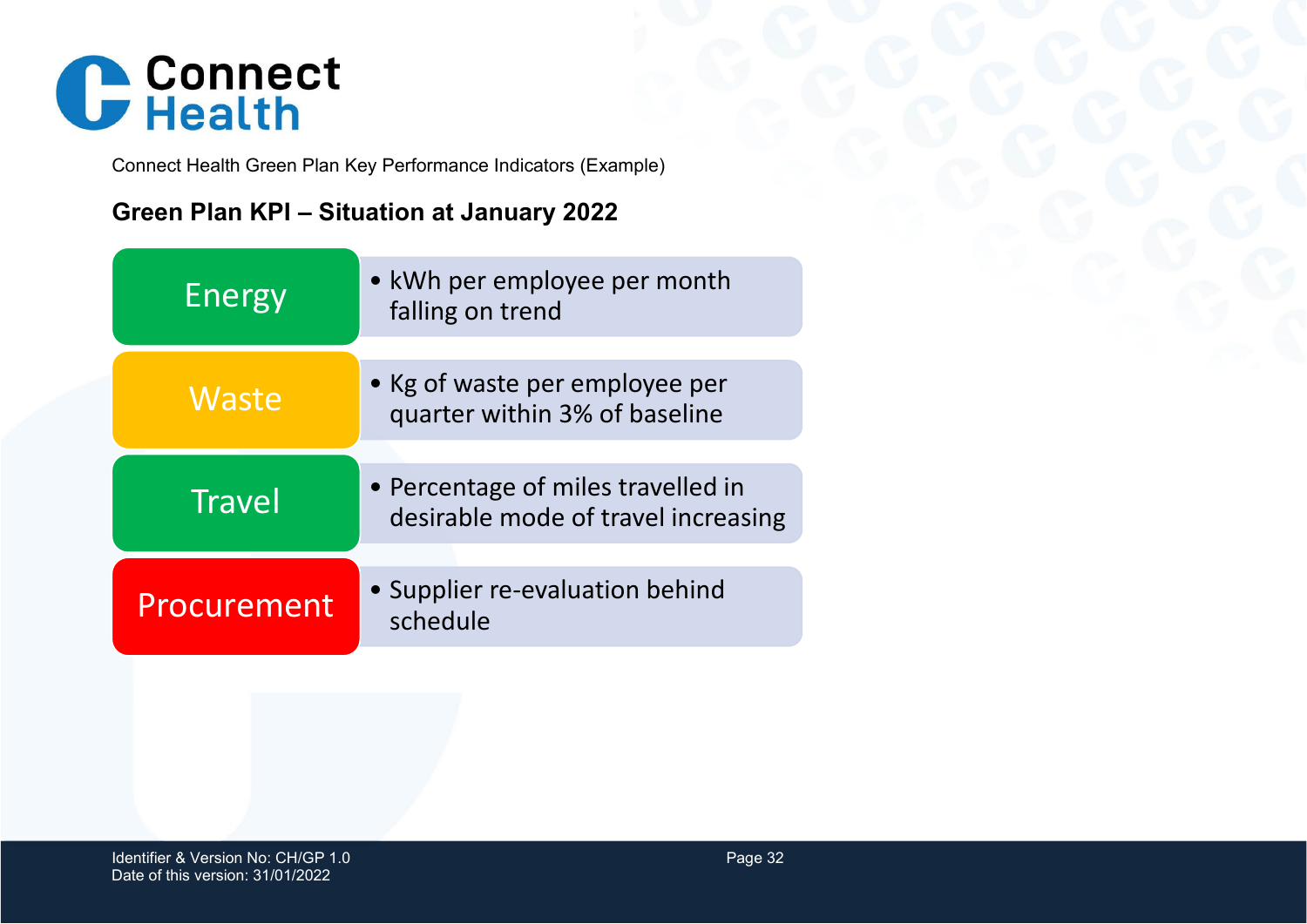Connect Health Green Plan Key Performance Indicators (Example)

## Green Plan KPI – Situation at January 2022

| KPI | Status |
|---|---|
| Energy | kWh per employee per month falling on trend |
| Waste | Kg of waste per employee per quarter within 3% of baseline |
| Travel | Percentage of miles travelled in desirable mode of travel increasing |
| Procurement | Supplier re-evaluation behind schedule |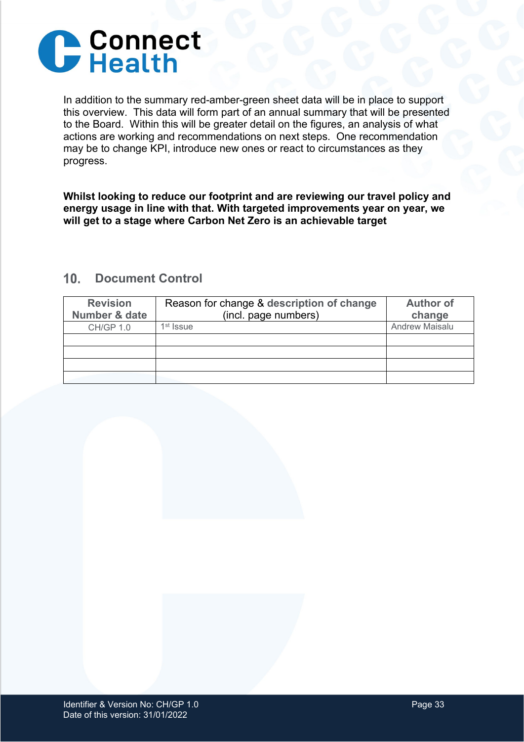In addition to the summary red-amber-green sheet data will be in place to support this overview. This data will form part of an annual summary that will be presented to the Board. Within this will be greater detail on the figures, an analysis of what actions are working and recommendations on next steps. One recommendation may be to change KPI, introduce new ones or react to circumstances as they progress.

**Whilst looking to reduce our footprint and are reviewing our travel policy and energy usage in line with that. With targeted improvements year on year, we will get to a stage where Carbon Net Zero is an achievable target**

## 10. Document Control

| Revision Number & date | Reason for change & description of change (incl. page numbers) | Author of change |
|---|---|---|
| CH/GP 1.0 | 1st Issue | Andrew Maisalu |
| | | |
| | | |
| | | |
| | | |